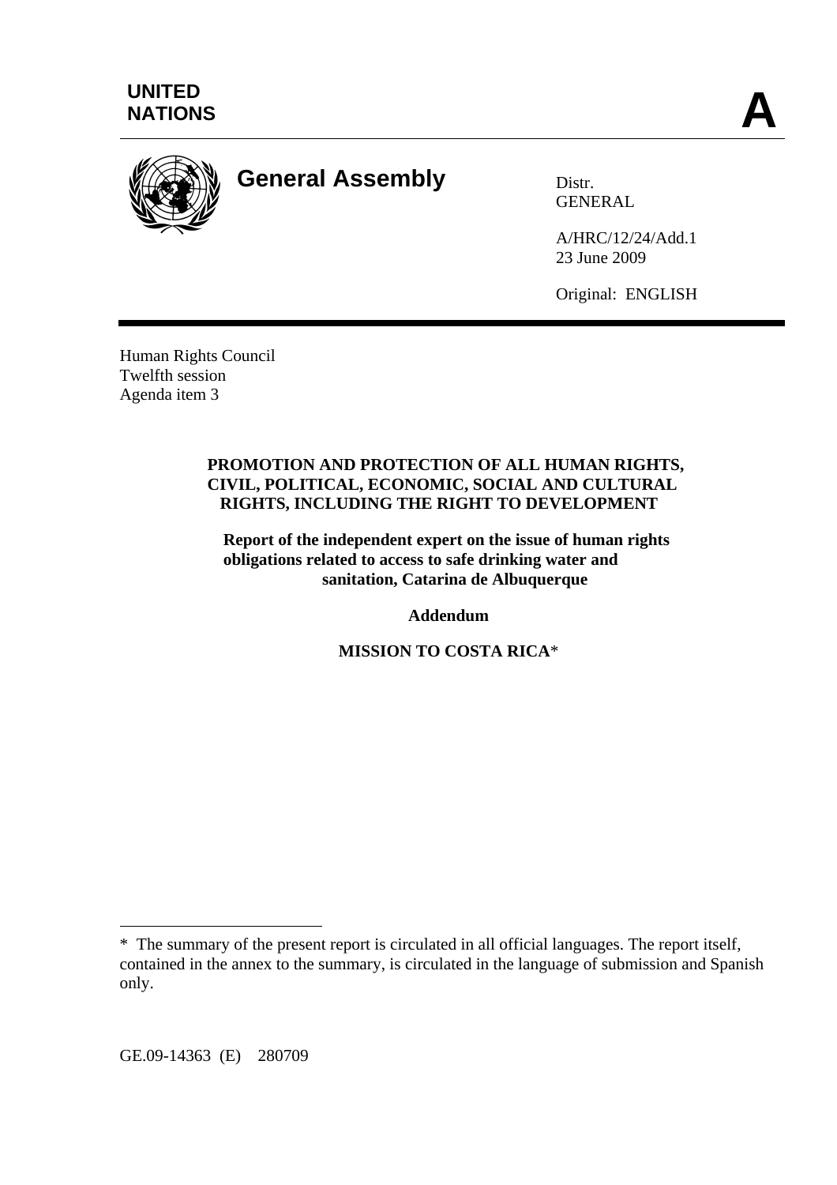UNITED NATIONS

**A**

# General Assembly

Distr.
GENERAL

A/HRC/12/24/Add.1
23 June 2009

Original: ENGLISH

Human Rights Council
Twelfth session
Agenda item 3

**PROMOTION AND PROTECTION OF ALL HUMAN RIGHTS, CIVIL, POLITICAL, ECONOMIC, SOCIAL AND CULTURAL RIGHTS, INCLUDING THE RIGHT TO DEVELOPMENT**

**Report of the independent expert on the issue of human rights obligations related to access to safe drinking water and sanitation, Catarina de Albuquerque**

**Addendum**

**MISSION TO COSTA RICA***

\* The summary of the present report is circulated in all official languages. The report itself, contained in the annex to the summary, is circulated in the language of submission and Spanish only.

GE.09-14363 (E) 280709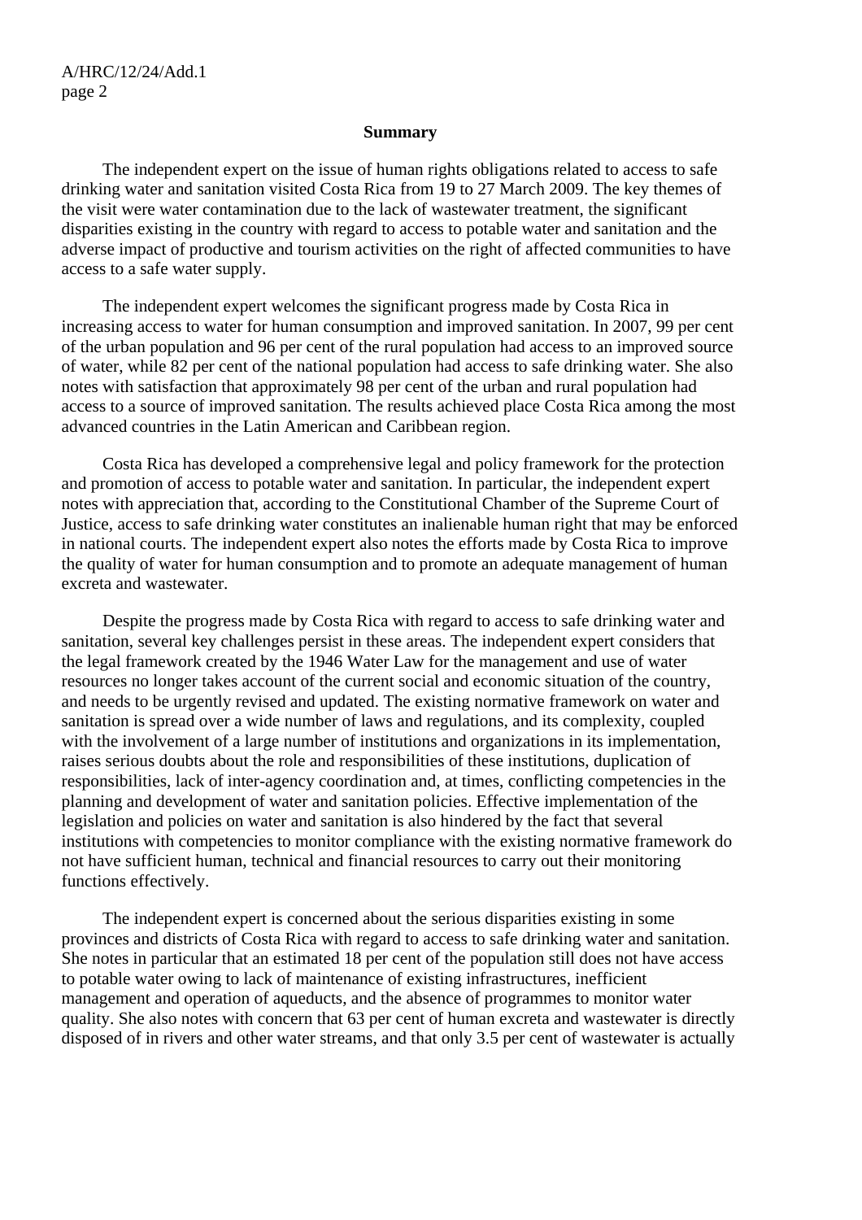## Summary

The independent expert on the issue of human rights obligations related to access to safe drinking water and sanitation visited Costa Rica from 19 to 27 March 2009. The key themes of the visit were water contamination due to the lack of wastewater treatment, the significant disparities existing in the country with regard to access to potable water and sanitation and the adverse impact of productive and tourism activities on the right of affected communities to have access to a safe water supply.

The independent expert welcomes the significant progress made by Costa Rica in increasing access to water for human consumption and improved sanitation. In 2007, 99 per cent of the urban population and 96 per cent of the rural population had access to an improved source of water, while 82 per cent of the national population had access to safe drinking water. She also notes with satisfaction that approximately 98 per cent of the urban and rural population had access to a source of improved sanitation. The results achieved place Costa Rica among the most advanced countries in the Latin American and Caribbean region.

Costa Rica has developed a comprehensive legal and policy framework for the protection and promotion of access to potable water and sanitation. In particular, the independent expert notes with appreciation that, according to the Constitutional Chamber of the Supreme Court of Justice, access to safe drinking water constitutes an inalienable human right that may be enforced in national courts. The independent expert also notes the efforts made by Costa Rica to improve the quality of water for human consumption and to promote an adequate management of human excreta and wastewater.

Despite the progress made by Costa Rica with regard to access to safe drinking water and sanitation, several key challenges persist in these areas. The independent expert considers that the legal framework created by the 1946 Water Law for the management and use of water resources no longer takes account of the current social and economic situation of the country, and needs to be urgently revised and updated. The existing normative framework on water and sanitation is spread over a wide number of laws and regulations, and its complexity, coupled with the involvement of a large number of institutions and organizations in its implementation, raises serious doubts about the role and responsibilities of these institutions, duplication of responsibilities, lack of inter-agency coordination and, at times, conflicting competencies in the planning and development of water and sanitation policies. Effective implementation of the legislation and policies on water and sanitation is also hindered by the fact that several institutions with competencies to monitor compliance with the existing normative framework do not have sufficient human, technical and financial resources to carry out their monitoring functions effectively.

The independent expert is concerned about the serious disparities existing in some provinces and districts of Costa Rica with regard to access to safe drinking water and sanitation. She notes in particular that an estimated 18 per cent of the population still does not have access to potable water owing to lack of maintenance of existing infrastructures, inefficient management and operation of aqueducts, and the absence of programmes to monitor water quality. She also notes with concern that 63 per cent of human excreta and wastewater is directly disposed of in rivers and other water streams, and that only 3.5 per cent of wastewater is actually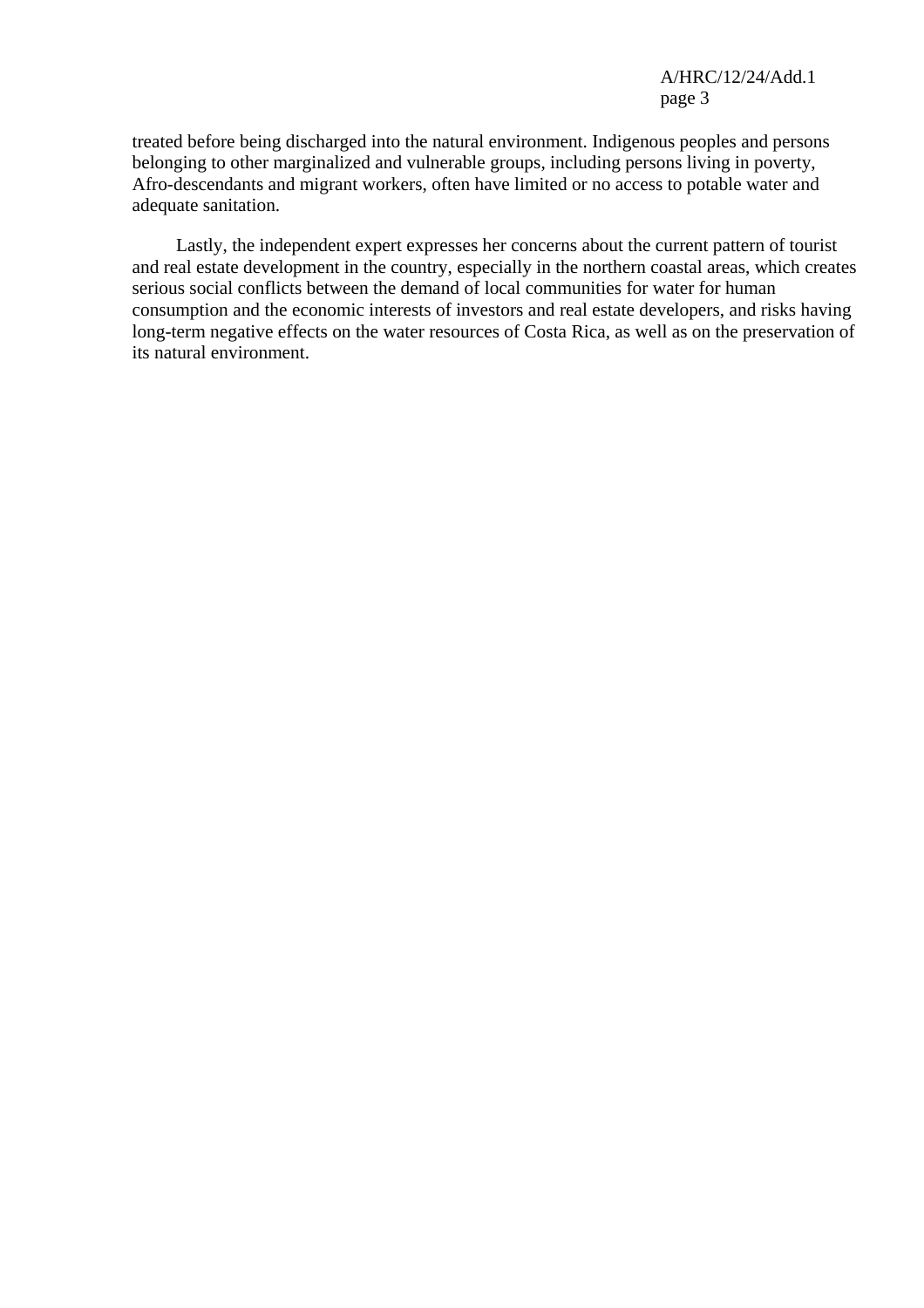treated before being discharged into the natural environment. Indigenous peoples and persons belonging to other marginalized and vulnerable groups, including persons living in poverty, Afro-descendants and migrant workers, often have limited or no access to potable water and adequate sanitation.

Lastly, the independent expert expresses her concerns about the current pattern of tourist and real estate development in the country, especially in the northern coastal areas, which creates serious social conflicts between the demand of local communities for water for human consumption and the economic interests of investors and real estate developers, and risks having long-term negative effects on the water resources of Costa Rica, as well as on the preservation of its natural environment.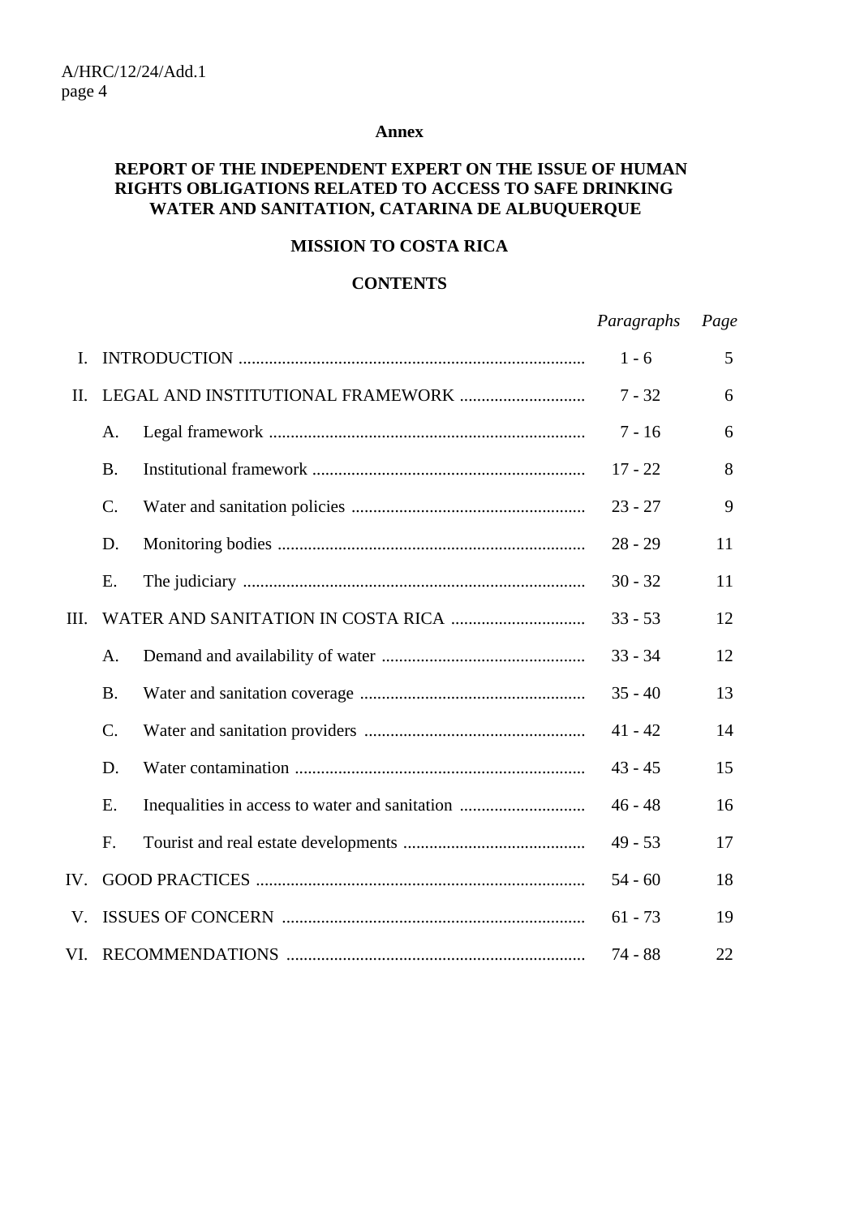**Annex**

# REPORT OF THE INDEPENDENT EXPERT ON THE ISSUE OF HUMAN RIGHTS OBLIGATIONS RELATED TO ACCESS TO SAFE DRINKING WATER AND SANITATION, CATARINA DE ALBUQUERQUE

## MISSION TO COSTA RICA

### CONTENTS

| | | *Paragraphs* | *Page* |
|---|---|---|---|
| I. | INTRODUCTION | 1 - 6 | 5 |
| II. | LEGAL AND INSTITUTIONAL FRAMEWORK | 7 - 32 | 6 |
| | A. Legal framework | 7 - 16 | 6 |
| | B. Institutional framework | 17 - 22 | 8 |
| | C. Water and sanitation policies | 23 - 27 | 9 |
| | D. Monitoring bodies | 28 - 29 | 11 |
| | E. The judiciary | 30 - 32 | 11 |
| III. | WATER AND SANITATION IN COSTA RICA | 33 - 53 | 12 |
| | A. Demand and availability of water | 33 - 34 | 12 |
| | B. Water and sanitation coverage | 35 - 40 | 13 |
| | C. Water and sanitation providers | 41 - 42 | 14 |
| | D. Water contamination | 43 - 45 | 15 |
| | E. Inequalities in access to water and sanitation | 46 - 48 | 16 |
| | F. Tourist and real estate developments | 49 - 53 | 17 |
| IV. | GOOD PRACTICES | 54 - 60 | 18 |
| V. | ISSUES OF CONCERN | 61 - 73 | 19 |
| VI. | RECOMMENDATIONS | 74 - 88 | 22 |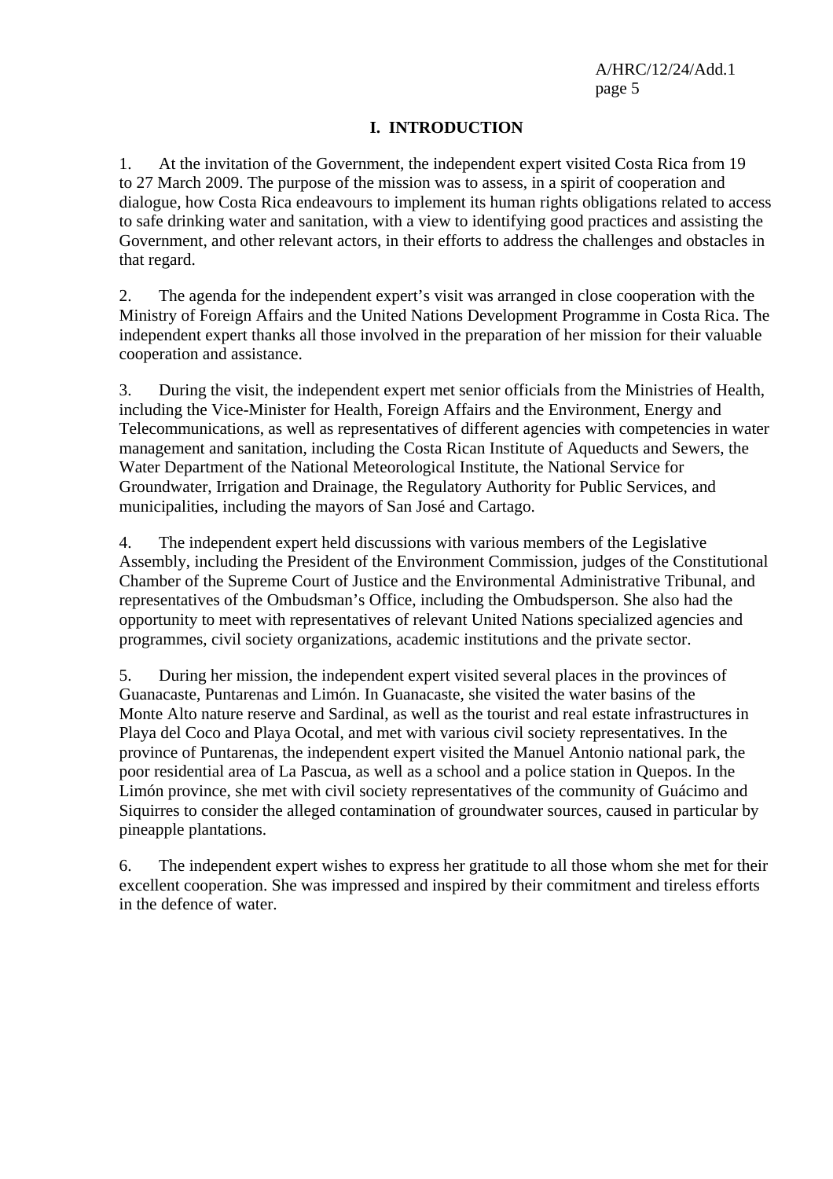# I. INTRODUCTION

1. At the invitation of the Government, the independent expert visited Costa Rica from 19 to 27 March 2009. The purpose of the mission was to assess, in a spirit of cooperation and dialogue, how Costa Rica endeavours to implement its human rights obligations related to access to safe drinking water and sanitation, with a view to identifying good practices and assisting the Government, and other relevant actors, in their efforts to address the challenges and obstacles in that regard.

2. The agenda for the independent expert's visit was arranged in close cooperation with the Ministry of Foreign Affairs and the United Nations Development Programme in Costa Rica. The independent expert thanks all those involved in the preparation of her mission for their valuable cooperation and assistance.

3. During the visit, the independent expert met senior officials from the Ministries of Health, including the Vice-Minister for Health, Foreign Affairs and the Environment, Energy and Telecommunications, as well as representatives of different agencies with competencies in water management and sanitation, including the Costa Rican Institute of Aqueducts and Sewers, the Water Department of the National Meteorological Institute, the National Service for Groundwater, Irrigation and Drainage, the Regulatory Authority for Public Services, and municipalities, including the mayors of San José and Cartago.

4. The independent expert held discussions with various members of the Legislative Assembly, including the President of the Environment Commission, judges of the Constitutional Chamber of the Supreme Court of Justice and the Environmental Administrative Tribunal, and representatives of the Ombudsman's Office, including the Ombudsperson. She also had the opportunity to meet with representatives of relevant United Nations specialized agencies and programmes, civil society organizations, academic institutions and the private sector.

5. During her mission, the independent expert visited several places in the provinces of Guanacaste, Puntarenas and Limón. In Guanacaste, she visited the water basins of the Monte Alto nature reserve and Sardinal, as well as the tourist and real estate infrastructures in Playa del Coco and Playa Ocotal, and met with various civil society representatives. In the province of Puntarenas, the independent expert visited the Manuel Antonio national park, the poor residential area of La Pascua, as well as a school and a police station in Quepos. In the Limón province, she met with civil society representatives of the community of Guácimo and Siquirres to consider the alleged contamination of groundwater sources, caused in particular by pineapple plantations.

6. The independent expert wishes to express her gratitude to all those whom she met for their excellent cooperation. She was impressed and inspired by their commitment and tireless efforts in the defence of water.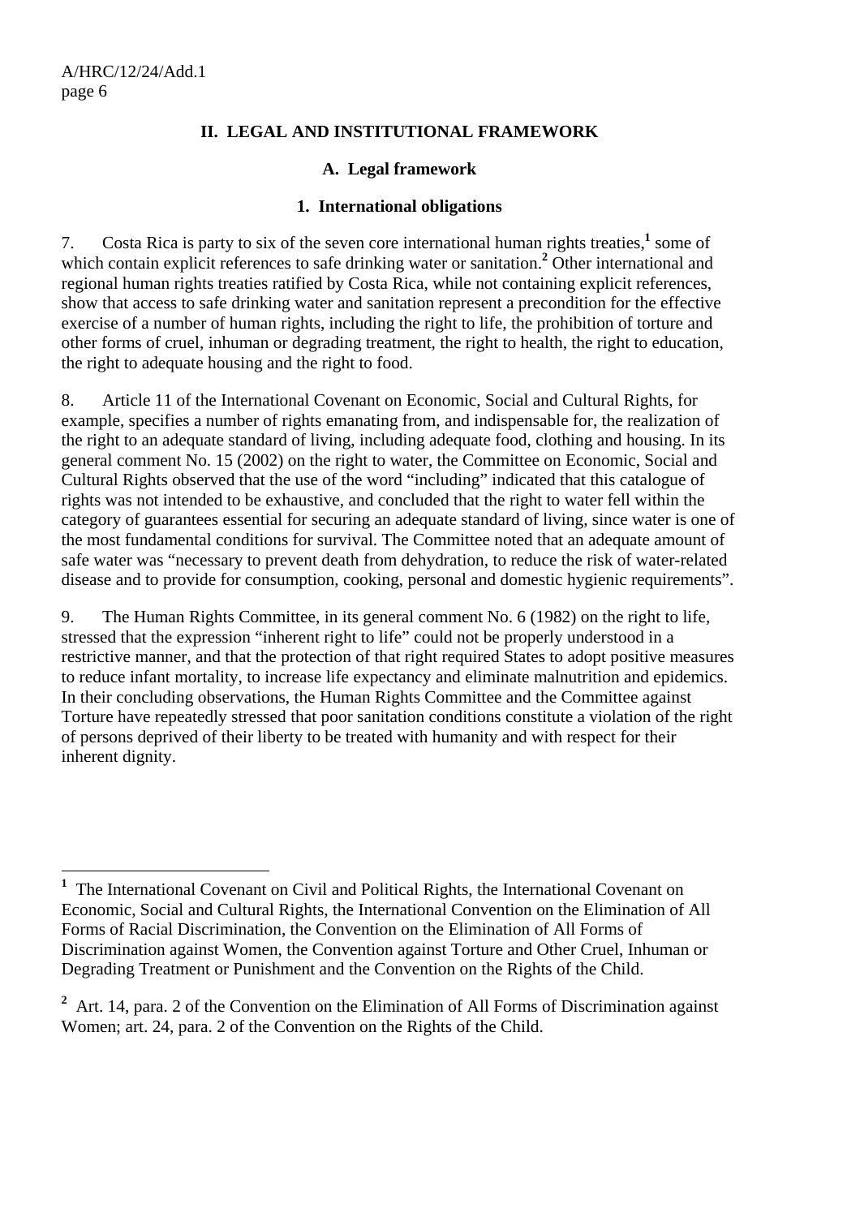## II. LEGAL AND INSTITUTIONAL FRAMEWORK

### A. Legal framework

#### 1. International obligations

7. Costa Rica is party to six of the seven core international human rights treaties,[1] some of which contain explicit references to safe drinking water or sanitation.[2] Other international and regional human rights treaties ratified by Costa Rica, while not containing explicit references, show that access to safe drinking water and sanitation represent a precondition for the effective exercise of a number of human rights, including the right to life, the prohibition of torture and other forms of cruel, inhuman or degrading treatment, the right to health, the right to education, the right to adequate housing and the right to food.

8. Article 11 of the International Covenant on Economic, Social and Cultural Rights, for example, specifies a number of rights emanating from, and indispensable for, the realization of the right to an adequate standard of living, including adequate food, clothing and housing. In its general comment No. 15 (2002) on the right to water, the Committee on Economic, Social and Cultural Rights observed that the use of the word "including" indicated that this catalogue of rights was not intended to be exhaustive, and concluded that the right to water fell within the category of guarantees essential for securing an adequate standard of living, since water is one of the most fundamental conditions for survival. The Committee noted that an adequate amount of safe water was "necessary to prevent death from dehydration, to reduce the risk of water-related disease and to provide for consumption, cooking, personal and domestic hygienic requirements".

9. The Human Rights Committee, in its general comment No. 6 (1982) on the right to life, stressed that the expression "inherent right to life" could not be properly understood in a restrictive manner, and that the protection of that right required States to adopt positive measures to reduce infant mortality, to increase life expectancy and eliminate malnutrition and epidemics. In their concluding observations, the Human Rights Committee and the Committee against Torture have repeatedly stressed that poor sanitation conditions constitute a violation of the right of persons deprived of their liberty to be treated with humanity and with respect for their inherent dignity.

---

[1] The International Covenant on Civil and Political Rights, the International Covenant on Economic, Social and Cultural Rights, the International Convention on the Elimination of All Forms of Racial Discrimination, the Convention on the Elimination of All Forms of Discrimination against Women, the Convention against Torture and Other Cruel, Inhuman or Degrading Treatment or Punishment and the Convention on the Rights of the Child.

[2] Art. 14, para. 2 of the Convention on the Elimination of All Forms of Discrimination against Women; art. 24, para. 2 of the Convention on the Rights of the Child.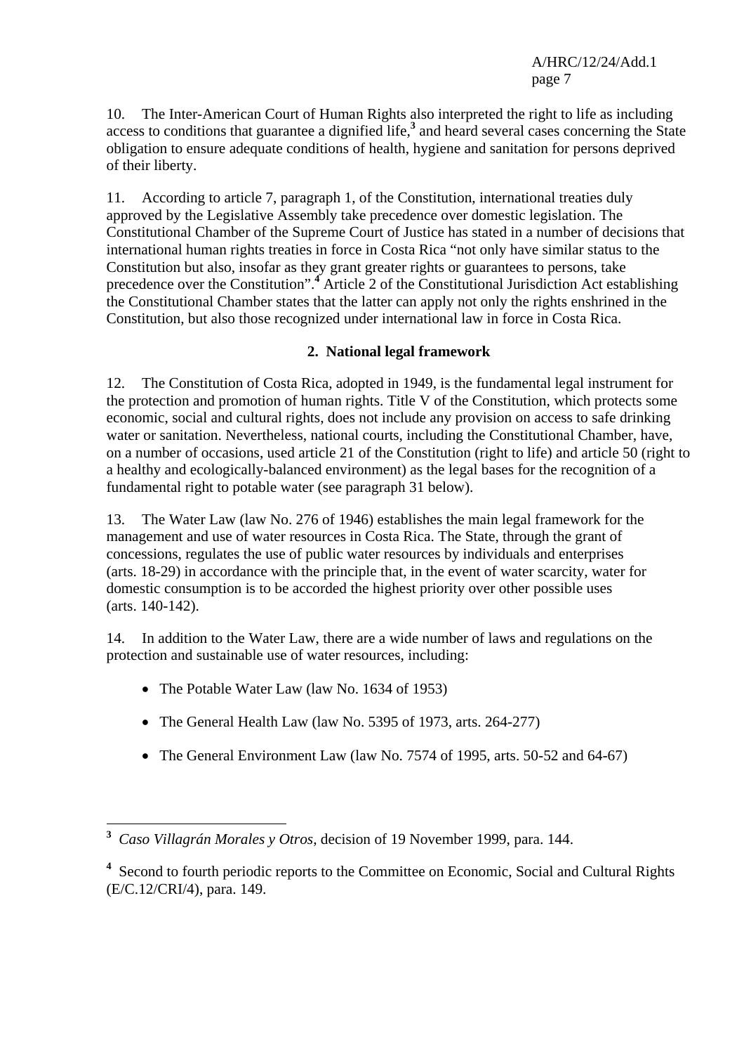10. The Inter-American Court of Human Rights also interpreted the right to life as including access to conditions that guarantee a dignified life,[3] and heard several cases concerning the State obligation to ensure adequate conditions of health, hygiene and sanitation for persons deprived of their liberty.

11. According to article 7, paragraph 1, of the Constitution, international treaties duly approved by the Legislative Assembly take precedence over domestic legislation. The Constitutional Chamber of the Supreme Court of Justice has stated in a number of decisions that international human rights treaties in force in Costa Rica "not only have similar status to the Constitution but also, insofar as they grant greater rights or guarantees to persons, take precedence over the Constitution".[4] Article 2 of the Constitutional Jurisdiction Act establishing the Constitutional Chamber states that the latter can apply not only the rights enshrined in the Constitution, but also those recognized under international law in force in Costa Rica.

### 2. National legal framework

12. The Constitution of Costa Rica, adopted in 1949, is the fundamental legal instrument for the protection and promotion of human rights. Title V of the Constitution, which protects some economic, social and cultural rights, does not include any provision on access to safe drinking water or sanitation. Nevertheless, national courts, including the Constitutional Chamber, have, on a number of occasions, used article 21 of the Constitution (right to life) and article 50 (right to a healthy and ecologically-balanced environment) as the legal bases for the recognition of a fundamental right to potable water (see paragraph 31 below).

13. The Water Law (law No. 276 of 1946) establishes the main legal framework for the management and use of water resources in Costa Rica. The State, through the grant of concessions, regulates the use of public water resources by individuals and enterprises (arts. 18-29) in accordance with the principle that, in the event of water scarcity, water for domestic consumption is to be accorded the highest priority over other possible uses (arts. 140-142).

14. In addition to the Water Law, there are a wide number of laws and regulations on the protection and sustainable use of water resources, including:

- The Potable Water Law (law No. 1634 of 1953)
- The General Health Law (law No. 5395 of 1973, arts. 264-277)
- The General Environment Law (law No. 7574 of 1995, arts. 50-52 and 64-67)

---

[3] *Caso Villagrán Morales y Otros*, decision of 19 November 1999, para. 144.

[4] Second to fourth periodic reports to the Committee on Economic, Social and Cultural Rights (E/C.12/CRI/4), para. 149.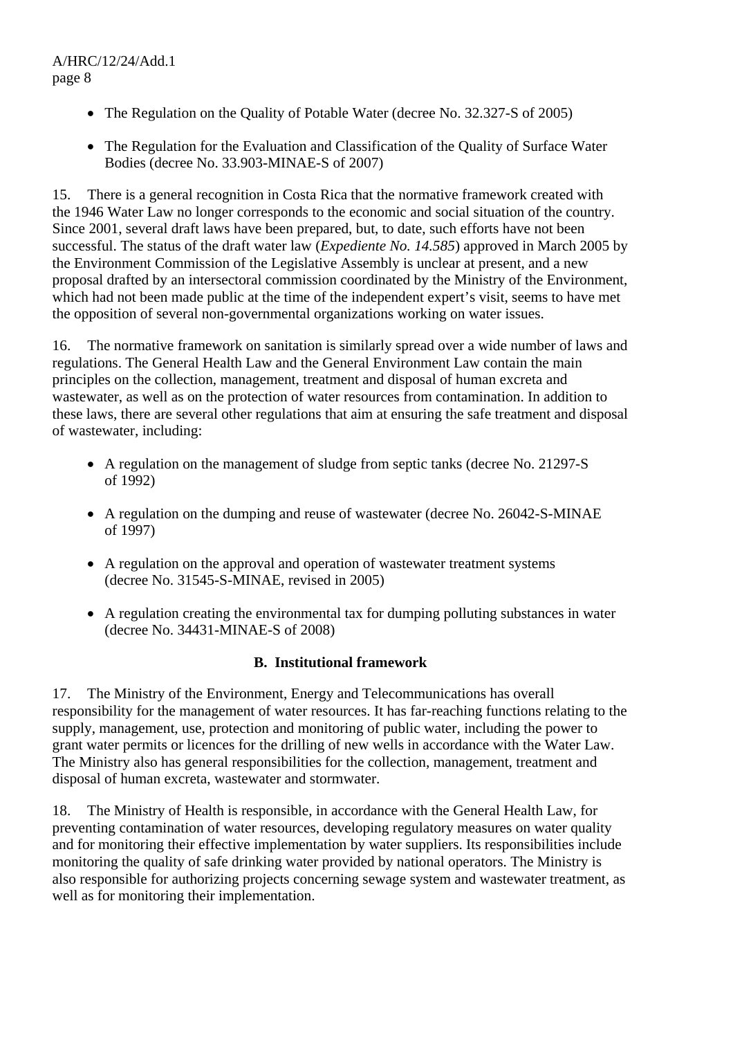- The Regulation on the Quality of Potable Water (decree No. 32.327-S of 2005)

- The Regulation for the Evaluation and Classification of the Quality of Surface Water Bodies (decree No. 33.903-MINAE-S of 2007)

15. There is a general recognition in Costa Rica that the normative framework created with the 1946 Water Law no longer corresponds to the economic and social situation of the country. Since 2001, several draft laws have been prepared, but, to date, such efforts have not been successful. The status of the draft water law (*Expediente No. 14.585*) approved in March 2005 by the Environment Commission of the Legislative Assembly is unclear at present, and a new proposal drafted by an intersectoral commission coordinated by the Ministry of the Environment, which had not been made public at the time of the independent expert's visit, seems to have met the opposition of several non-governmental organizations working on water issues.

16. The normative framework on sanitation is similarly spread over a wide number of laws and regulations. The General Health Law and the General Environment Law contain the main principles on the collection, management, treatment and disposal of human excreta and wastewater, as well as on the protection of water resources from contamination. In addition to these laws, there are several other regulations that aim at ensuring the safe treatment and disposal of wastewater, including:

- A regulation on the management of sludge from septic tanks (decree No. 21297-S of 1992)

- A regulation on the dumping and reuse of wastewater (decree No. 26042-S-MINAE of 1997)

- A regulation on the approval and operation of wastewater treatment systems (decree No. 31545-S-MINAE, revised in 2005)

- A regulation creating the environmental tax for dumping polluting substances in water (decree No. 34431-MINAE-S of 2008)

## B. Institutional framework

17. The Ministry of the Environment, Energy and Telecommunications has overall responsibility for the management of water resources. It has far-reaching functions relating to the supply, management, use, protection and monitoring of public water, including the power to grant water permits or licences for the drilling of new wells in accordance with the Water Law. The Ministry also has general responsibilities for the collection, management, treatment and disposal of human excreta, wastewater and stormwater.

18. The Ministry of Health is responsible, in accordance with the General Health Law, for preventing contamination of water resources, developing regulatory measures on water quality and for monitoring their effective implementation by water suppliers. Its responsibilities include monitoring the quality of safe drinking water provided by national operators. The Ministry is also responsible for authorizing projects concerning sewage system and wastewater treatment, as well as for monitoring their implementation.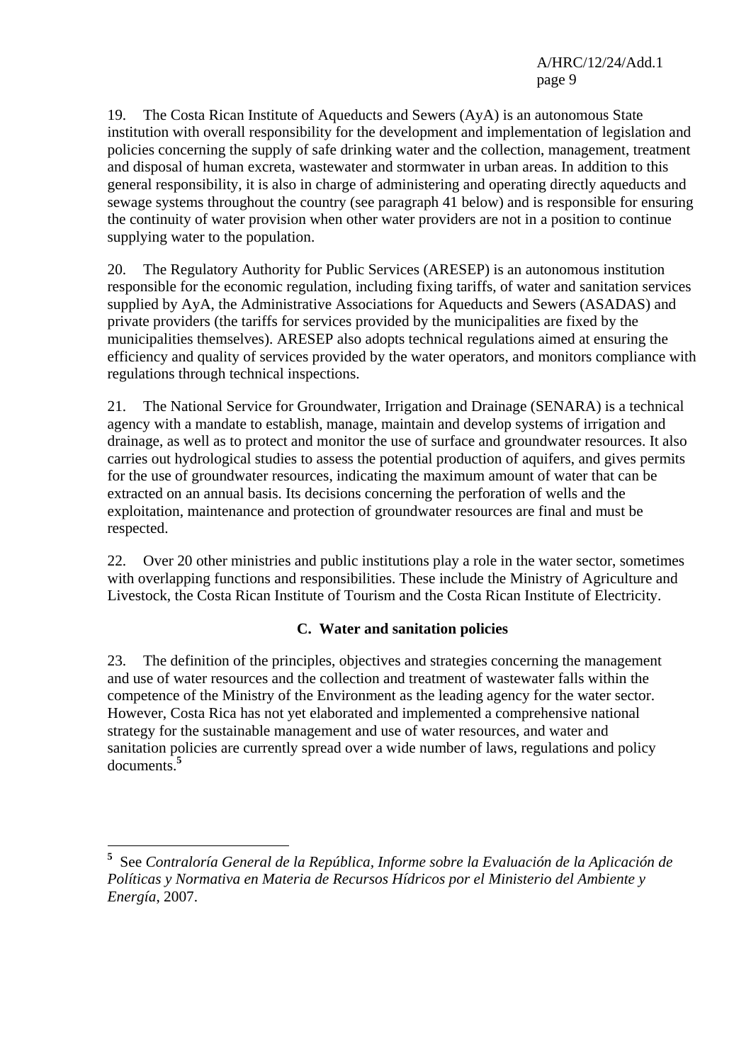19. The Costa Rican Institute of Aqueducts and Sewers (AyA) is an autonomous State institution with overall responsibility for the development and implementation of legislation and policies concerning the supply of safe drinking water and the collection, management, treatment and disposal of human excreta, wastewater and stormwater in urban areas. In addition to this general responsibility, it is also in charge of administering and operating directly aqueducts and sewage systems throughout the country (see paragraph 41 below) and is responsible for ensuring the continuity of water provision when other water providers are not in a position to continue supplying water to the population.

20. The Regulatory Authority for Public Services (ARESEP) is an autonomous institution responsible for the economic regulation, including fixing tariffs, of water and sanitation services supplied by AyA, the Administrative Associations for Aqueducts and Sewers (ASADAS) and private providers (the tariffs for services provided by the municipalities are fixed by the municipalities themselves). ARESEP also adopts technical regulations aimed at ensuring the efficiency and quality of services provided by the water operators, and monitors compliance with regulations through technical inspections.

21. The National Service for Groundwater, Irrigation and Drainage (SENARA) is a technical agency with a mandate to establish, manage, maintain and develop systems of irrigation and drainage, as well as to protect and monitor the use of surface and groundwater resources. It also carries out hydrological studies to assess the potential production of aquifers, and gives permits for the use of groundwater resources, indicating the maximum amount of water that can be extracted on an annual basis. Its decisions concerning the perforation of wells and the exploitation, maintenance and protection of groundwater resources are final and must be respected.

22. Over 20 other ministries and public institutions play a role in the water sector, sometimes with overlapping functions and responsibilities. These include the Ministry of Agriculture and Livestock, the Costa Rican Institute of Tourism and the Costa Rican Institute of Electricity.

### C. Water and sanitation policies

23. The definition of the principles, objectives and strategies concerning the management and use of water resources and the collection and treatment of wastewater falls within the competence of the Ministry of the Environment as the leading agency for the water sector. However, Costa Rica has not yet elaborated and implemented a comprehensive national strategy for the sustainable management and use of water resources, and water and sanitation policies are currently spread over a wide number of laws, regulations and policy documents.[5]

---

[5] See *Contraloría General de la República, Informe sobre la Evaluación de la Aplicación de Políticas y Normativa en Materia de Recursos Hídricos por el Ministerio del Ambiente y Energía*, 2007.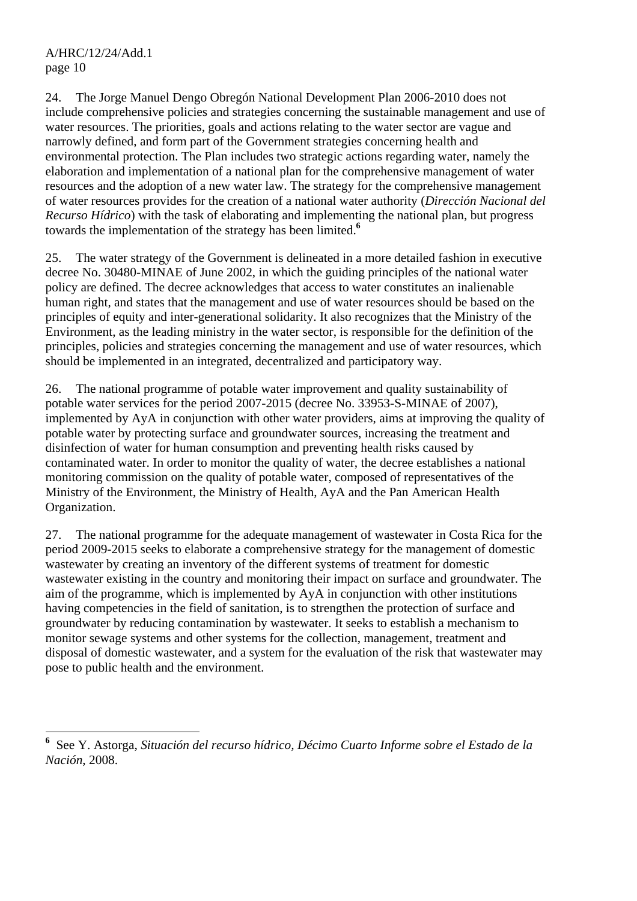24. The Jorge Manuel Dengo Obregón National Development Plan 2006-2010 does not include comprehensive policies and strategies concerning the sustainable management and use of water resources. The priorities, goals and actions relating to the water sector are vague and narrowly defined, and form part of the Government strategies concerning health and environmental protection. The Plan includes two strategic actions regarding water, namely the elaboration and implementation of a national plan for the comprehensive management of water resources and the adoption of a new water law. The strategy for the comprehensive management of water resources provides for the creation of a national water authority (*Dirección Nacional del Recurso Hídrico*) with the task of elaborating and implementing the national plan, but progress towards the implementation of the strategy has been limited.[6]

25. The water strategy of the Government is delineated in a more detailed fashion in executive decree No. 30480-MINAE of June 2002, in which the guiding principles of the national water policy are defined. The decree acknowledges that access to water constitutes an inalienable human right, and states that the management and use of water resources should be based on the principles of equity and inter-generational solidarity. It also recognizes that the Ministry of the Environment, as the leading ministry in the water sector, is responsible for the definition of the principles, policies and strategies concerning the management and use of water resources, which should be implemented in an integrated, decentralized and participatory way.

26. The national programme of potable water improvement and quality sustainability of potable water services for the period 2007-2015 (decree No. 33953-S-MINAE of 2007), implemented by AyA in conjunction with other water providers, aims at improving the quality of potable water by protecting surface and groundwater sources, increasing the treatment and disinfection of water for human consumption and preventing health risks caused by contaminated water. In order to monitor the quality of water, the decree establishes a national monitoring commission on the quality of potable water, composed of representatives of the Ministry of the Environment, the Ministry of Health, AyA and the Pan American Health Organization.

27. The national programme for the adequate management of wastewater in Costa Rica for the period 2009-2015 seeks to elaborate a comprehensive strategy for the management of domestic wastewater by creating an inventory of the different systems of treatment for domestic wastewater existing in the country and monitoring their impact on surface and groundwater. The aim of the programme, which is implemented by AyA in conjunction with other institutions having competencies in the field of sanitation, is to strengthen the protection of surface and groundwater by reducing contamination by wastewater. It seeks to establish a mechanism to monitor sewage systems and other systems for the collection, management, treatment and disposal of domestic wastewater, and a system for the evaluation of the risk that wastewater may pose to public health and the environment.

---

[6] See Y. Astorga, *Situación del recurso hídrico, Décimo Cuarto Informe sobre el Estado de la Nación*, 2008.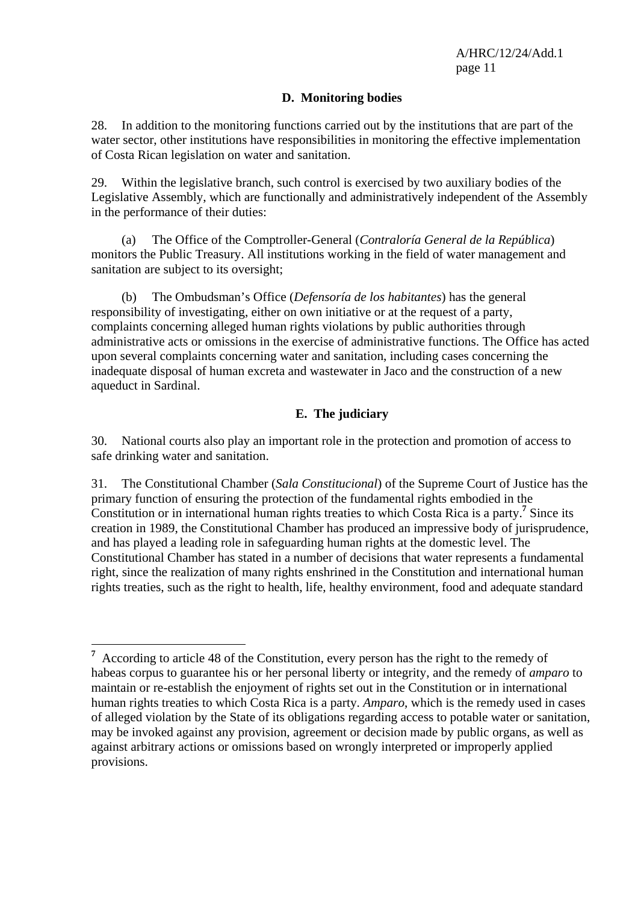## D. Monitoring bodies

28. In addition to the monitoring functions carried out by the institutions that are part of the water sector, other institutions have responsibilities in monitoring the effective implementation of Costa Rican legislation on water and sanitation.

29. Within the legislative branch, such control is exercised by two auxiliary bodies of the Legislative Assembly, which are functionally and administratively independent of the Assembly in the performance of their duties:

(a) The Office of the Comptroller-General (*Contraloría General de la República*) monitors the Public Treasury. All institutions working in the field of water management and sanitation are subject to its oversight;

(b) The Ombudsman's Office (*Defensoría de los habitantes*) has the general responsibility of investigating, either on own initiative or at the request of a party, complaints concerning alleged human rights violations by public authorities through administrative acts or omissions in the exercise of administrative functions. The Office has acted upon several complaints concerning water and sanitation, including cases concerning the inadequate disposal of human excreta and wastewater in Jaco and the construction of a new aqueduct in Sardinal.

## E. The judiciary

30. National courts also play an important role in the protection and promotion of access to safe drinking water and sanitation.

31. The Constitutional Chamber (*Sala Constitucional*) of the Supreme Court of Justice has the primary function of ensuring the protection of the fundamental rights embodied in the Constitution or in international human rights treaties to which Costa Rica is a party.[7] Since its creation in 1989, the Constitutional Chamber has produced an impressive body of jurisprudence, and has played a leading role in safeguarding human rights at the domestic level. The Constitutional Chamber has stated in a number of decisions that water represents a fundamental right, since the realization of many rights enshrined in the Constitution and international human rights treaties, such as the right to health, life, healthy environment, food and adequate standard

---

[7] According to article 48 of the Constitution, every person has the right to the remedy of habeas corpus to guarantee his or her personal liberty or integrity, and the remedy of *amparo* to maintain or re-establish the enjoyment of rights set out in the Constitution or in international human rights treaties to which Costa Rica is a party. *Amparo*, which is the remedy used in cases of alleged violation by the State of its obligations regarding access to potable water or sanitation, may be invoked against any provision, agreement or decision made by public organs, as well as against arbitrary actions or omissions based on wrongly interpreted or improperly applied provisions.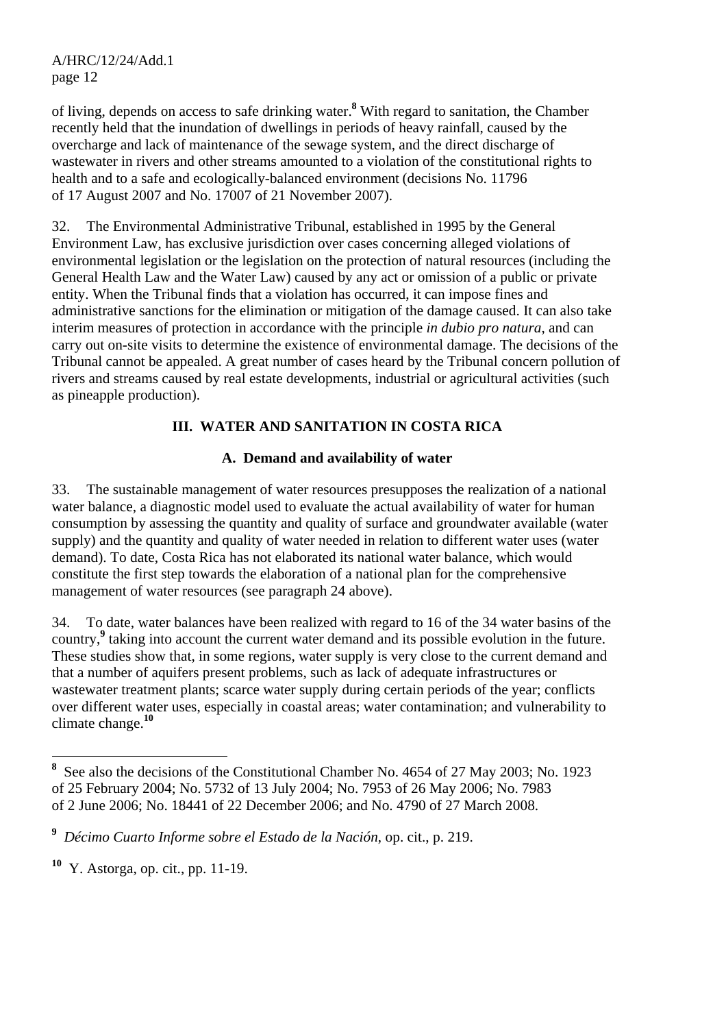of living, depends on access to safe drinking water.[8] With regard to sanitation, the Chamber recently held that the inundation of dwellings in periods of heavy rainfall, caused by the overcharge and lack of maintenance of the sewage system, and the direct discharge of wastewater in rivers and other streams amounted to a violation of the constitutional rights to health and to a safe and ecologically-balanced environment (decisions No. 11796 of 17 August 2007 and No. 17007 of 21 November 2007).

32. The Environmental Administrative Tribunal, established in 1995 by the General Environment Law, has exclusive jurisdiction over cases concerning alleged violations of environmental legislation or the legislation on the protection of natural resources (including the General Health Law and the Water Law) caused by any act or omission of a public or private entity. When the Tribunal finds that a violation has occurred, it can impose fines and administrative sanctions for the elimination or mitigation of the damage caused. It can also take interim measures of protection in accordance with the principle *in dubio pro natura*, and can carry out on-site visits to determine the existence of environmental damage. The decisions of the Tribunal cannot be appealed. A great number of cases heard by the Tribunal concern pollution of rivers and streams caused by real estate developments, industrial or agricultural activities (such as pineapple production).

## III. WATER AND SANITATION IN COSTA RICA

### A. Demand and availability of water

33. The sustainable management of water resources presupposes the realization of a national water balance, a diagnostic model used to evaluate the actual availability of water for human consumption by assessing the quantity and quality of surface and groundwater available (water supply) and the quantity and quality of water needed in relation to different water uses (water demand). To date, Costa Rica has not elaborated its national water balance, which would constitute the first step towards the elaboration of a national plan for the comprehensive management of water resources (see paragraph 24 above).

34. To date, water balances have been realized with regard to 16 of the 34 water basins of the country,[9] taking into account the current water demand and its possible evolution in the future. These studies show that, in some regions, water supply is very close to the current demand and that a number of aquifers present problems, such as lack of adequate infrastructures or wastewater treatment plants; scarce water supply during certain periods of the year; conflicts over different water uses, especially in coastal areas; water contamination; and vulnerability to climate change.[10]

---

[8] See also the decisions of the Constitutional Chamber No. 4654 of 27 May 2003; No. 1923 of 25 February 2004; No. 5732 of 13 July 2004; No. 7953 of 26 May 2006; No. 7983 of 2 June 2006; No. 18441 of 22 December 2006; and No. 4790 of 27 March 2008.

[9] *Décimo Cuarto Informe sobre el Estado de la Nación*, op. cit., p. 219.

[10] Y. Astorga, op. cit., pp. 11-19.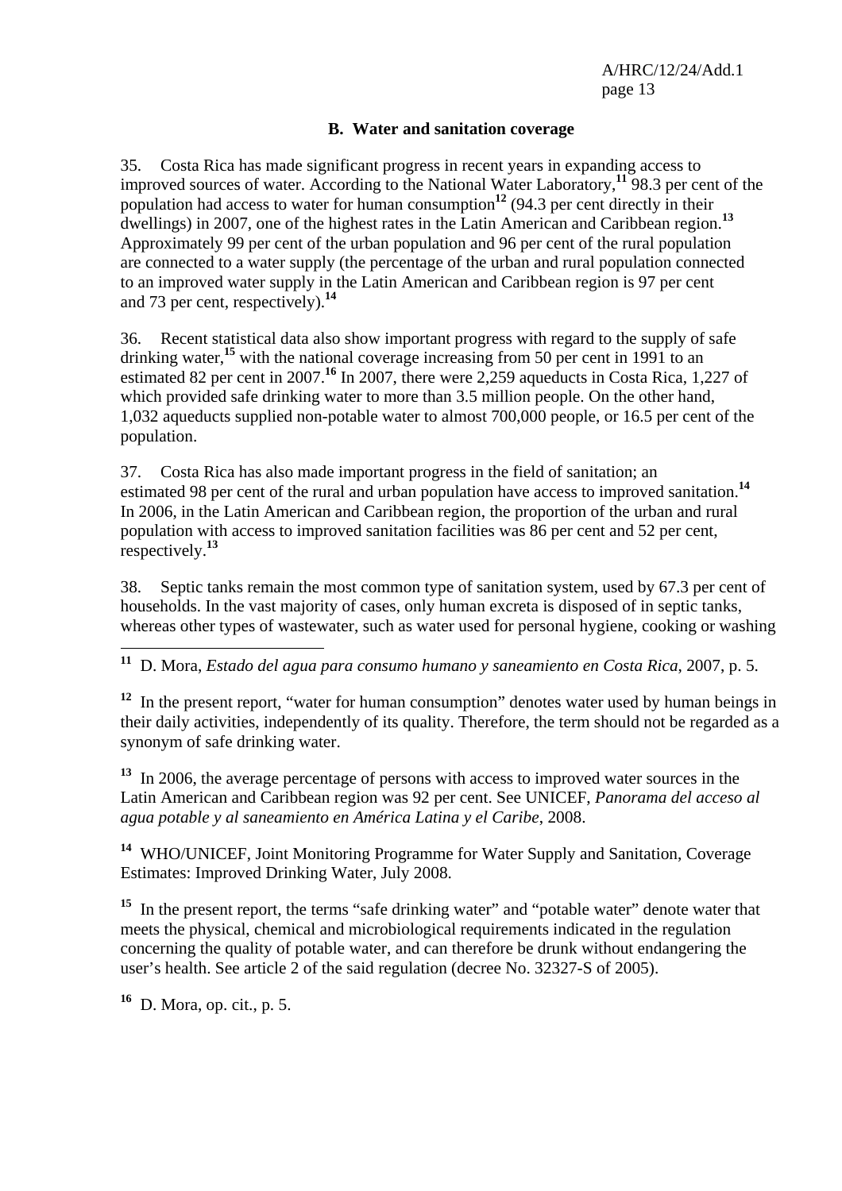## B. Water and sanitation coverage

35. Costa Rica has made significant progress in recent years in expanding access to improved sources of water. According to the National Water Laboratory,[11] 98.3 per cent of the population had access to water for human consumption[12] (94.3 per cent directly in their dwellings) in 2007, one of the highest rates in the Latin American and Caribbean region.[13] Approximately 99 per cent of the urban population and 96 per cent of the rural population are connected to a water supply (the percentage of the urban and rural population connected to an improved water supply in the Latin American and Caribbean region is 97 per cent and 73 per cent, respectively).[14]

36. Recent statistical data also show important progress with regard to the supply of safe drinking water,[15] with the national coverage increasing from 50 per cent in 1991 to an estimated 82 per cent in 2007.[16] In 2007, there were 2,259 aqueducts in Costa Rica, 1,227 of which provided safe drinking water to more than 3.5 million people. On the other hand, 1,032 aqueducts supplied non-potable water to almost 700,000 people, or 16.5 per cent of the population.

37. Costa Rica has also made important progress in the field of sanitation; an estimated 98 per cent of the rural and urban population have access to improved sanitation.[14] In 2006, in the Latin American and Caribbean region, the proportion of the urban and rural population with access to improved sanitation facilities was 86 per cent and 52 per cent, respectively.[13]

38. Septic tanks remain the most common type of sanitation system, used by 67.3 per cent of households. In the vast majority of cases, only human excreta is disposed of in septic tanks, whereas other types of wastewater, such as water used for personal hygiene, cooking or washing

---

[11] D. Mora, *Estado del agua para consumo humano y saneamiento en Costa Rica*, 2007, p. 5.

[12] In the present report, "water for human consumption" denotes water used by human beings in their daily activities, independently of its quality. Therefore, the term should not be regarded as a synonym of safe drinking water.

[13] In 2006, the average percentage of persons with access to improved water sources in the Latin American and Caribbean region was 92 per cent. See UNICEF, *Panorama del acceso al agua potable y al saneamiento en América Latina y el Caribe*, 2008.

[14] WHO/UNICEF, Joint Monitoring Programme for Water Supply and Sanitation, Coverage Estimates: Improved Drinking Water, July 2008.

[15] In the present report, the terms "safe drinking water" and "potable water" denote water that meets the physical, chemical and microbiological requirements indicated in the regulation concerning the quality of potable water, and can therefore be drunk without endangering the user's health. See article 2 of the said regulation (decree No. 32327-S of 2005).

[16] D. Mora, op. cit., p. 5.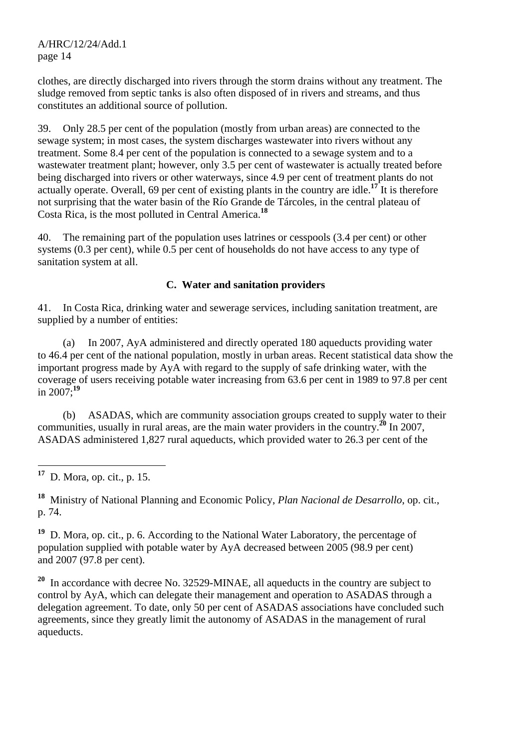clothes, are directly discharged into rivers through the storm drains without any treatment. The sludge removed from septic tanks is also often disposed of in rivers and streams, and thus constitutes an additional source of pollution.

39. Only 28.5 per cent of the population (mostly from urban areas) are connected to the sewage system; in most cases, the system discharges wastewater into rivers without any treatment. Some 8.4 per cent of the population is connected to a sewage system and to a wastewater treatment plant; however, only 3.5 per cent of wastewater is actually treated before being discharged into rivers or other waterways, since 4.9 per cent of treatment plants do not actually operate. Overall, 69 per cent of existing plants in the country are idle.[17] It is therefore not surprising that the water basin of the Río Grande de Tárcoles, in the central plateau of Costa Rica, is the most polluted in Central America.[18]

40. The remaining part of the population uses latrines or cesspools (3.4 per cent) or other systems (0.3 per cent), while 0.5 per cent of households do not have access to any type of sanitation system at all.

### C. Water and sanitation providers

41. In Costa Rica, drinking water and sewerage services, including sanitation treatment, are supplied by a number of entities:

(a) In 2007, AyA administered and directly operated 180 aqueducts providing water to 46.4 per cent of the national population, mostly in urban areas. Recent statistical data show the important progress made by AyA with regard to the supply of safe drinking water, with the coverage of users receiving potable water increasing from 63.6 per cent in 1989 to 97.8 per cent in 2007;[19]

(b) ASADAS, which are community association groups created to supply water to their communities, usually in rural areas, are the main water providers in the country.[20] In 2007, ASADAS administered 1,827 rural aqueducts, which provided water to 26.3 per cent of the

---

[17] D. Mora, op. cit., p. 15.

[18] Ministry of National Planning and Economic Policy, *Plan Nacional de Desarrollo*, op. cit., p. 74.

[19] D. Mora, op. cit., p. 6. According to the National Water Laboratory, the percentage of population supplied with potable water by AyA decreased between 2005 (98.9 per cent) and 2007 (97.8 per cent).

[20] In accordance with decree No. 32529-MINAE, all aqueducts in the country are subject to control by AyA, which can delegate their management and operation to ASADAS through a delegation agreement. To date, only 50 per cent of ASADAS associations have concluded such agreements, since they greatly limit the autonomy of ASADAS in the management of rural aqueducts.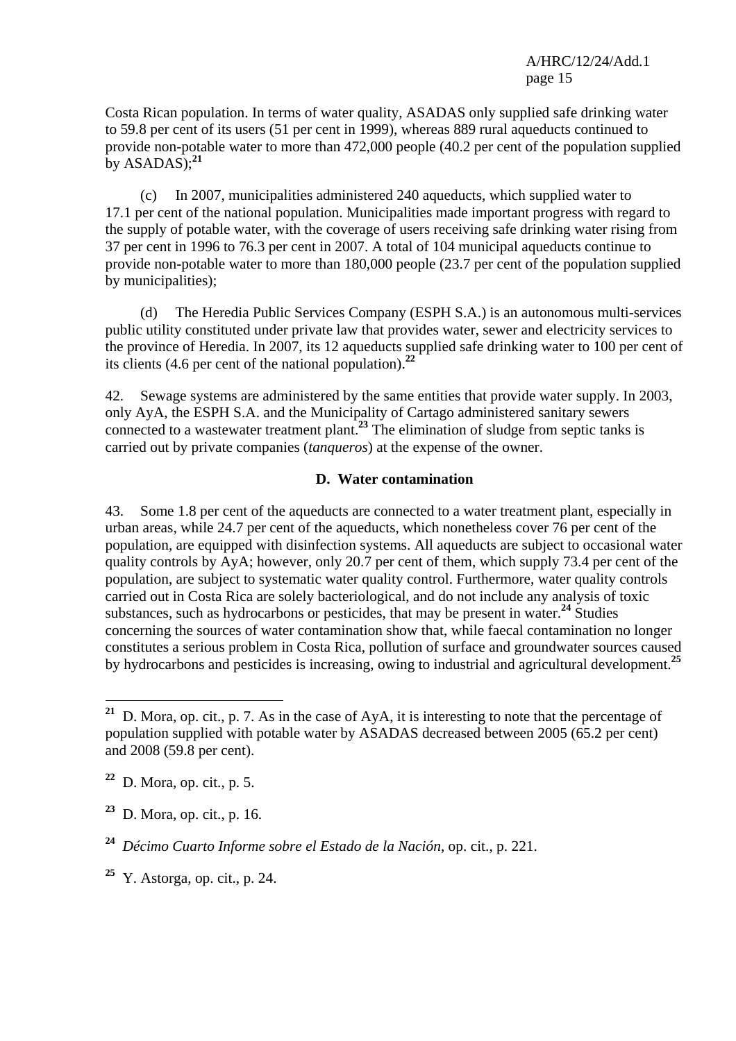Costa Rican population. In terms of water quality, ASADAS only supplied safe drinking water to 59.8 per cent of its users (51 per cent in 1999), whereas 889 rural aqueducts continued to provide non-potable water to more than 472,000 people (40.2 per cent of the population supplied by ASADAS);[21]

(c) In 2007, municipalities administered 240 aqueducts, which supplied water to 17.1 per cent of the national population. Municipalities made important progress with regard to the supply of potable water, with the coverage of users receiving safe drinking water rising from 37 per cent in 1996 to 76.3 per cent in 2007. A total of 104 municipal aqueducts continue to provide non-potable water to more than 180,000 people (23.7 per cent of the population supplied by municipalities);

(d) The Heredia Public Services Company (ESPH S.A.) is an autonomous multi-services public utility constituted under private law that provides water, sewer and electricity services to the province of Heredia. In 2007, its 12 aqueducts supplied safe drinking water to 100 per cent of its clients (4.6 per cent of the national population).[22]

42. Sewage systems are administered by the same entities that provide water supply. In 2003, only AyA, the ESPH S.A. and the Municipality of Cartago administered sanitary sewers connected to a wastewater treatment plant.[23] The elimination of sludge from septic tanks is carried out by private companies (*tanqueros*) at the expense of the owner.

### D. Water contamination

43. Some 1.8 per cent of the aqueducts are connected to a water treatment plant, especially in urban areas, while 24.7 per cent of the aqueducts, which nonetheless cover 76 per cent of the population, are equipped with disinfection systems. All aqueducts are subject to occasional water quality controls by AyA; however, only 20.7 per cent of them, which supply 73.4 per cent of the population, are subject to systematic water quality control. Furthermore, water quality controls carried out in Costa Rica are solely bacteriological, and do not include any analysis of toxic substances, such as hydrocarbons or pesticides, that may be present in water.[24] Studies concerning the sources of water contamination show that, while faecal contamination no longer constitutes a serious problem in Costa Rica, pollution of surface and groundwater sources caused by hydrocarbons and pesticides is increasing, owing to industrial and agricultural development.[25]

---

[21] D. Mora, op. cit., p. 7. As in the case of AyA, it is interesting to note that the percentage of population supplied with potable water by ASADAS decreased between 2005 (65.2 per cent) and 2008 (59.8 per cent).

[22] D. Mora, op. cit., p. 5.

[23] D. Mora, op. cit., p. 16.

[24] *Décimo Cuarto Informe sobre el Estado de la Nación*, op. cit., p. 221.

[25] Y. Astorga, op. cit., p. 24.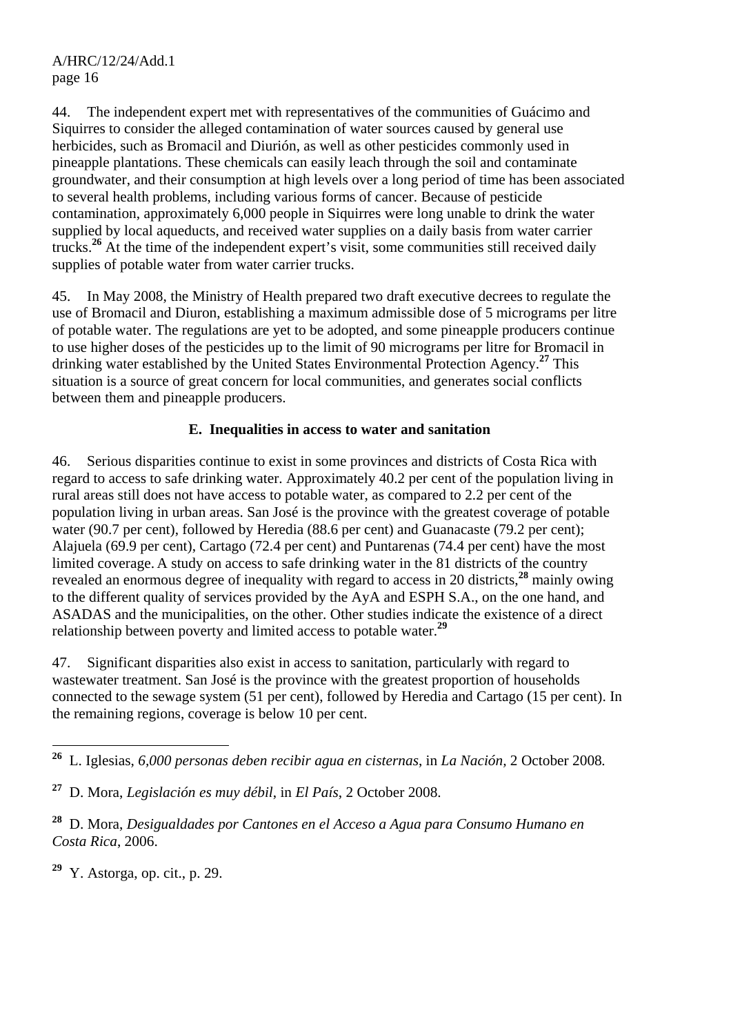44. The independent expert met with representatives of the communities of Guácimo and Siquirres to consider the alleged contamination of water sources caused by general use herbicides, such as Bromacil and Diurión, as well as other pesticides commonly used in pineapple plantations. These chemicals can easily leach through the soil and contaminate groundwater, and their consumption at high levels over a long period of time has been associated to several health problems, including various forms of cancer. Because of pesticide contamination, approximately 6,000 people in Siquirres were long unable to drink the water supplied by local aqueducts, and received water supplies on a daily basis from water carrier trucks.[26] At the time of the independent expert's visit, some communities still received daily supplies of potable water from water carrier trucks.

45. In May 2008, the Ministry of Health prepared two draft executive decrees to regulate the use of Bromacil and Diuron, establishing a maximum admissible dose of 5 micrograms per litre of potable water. The regulations are yet to be adopted, and some pineapple producers continue to use higher doses of the pesticides up to the limit of 90 micrograms per litre for Bromacil in drinking water established by the United States Environmental Protection Agency.[27] This situation is a source of great concern for local communities, and generates social conflicts between them and pineapple producers.

### E. Inequalities in access to water and sanitation

46. Serious disparities continue to exist in some provinces and districts of Costa Rica with regard to access to safe drinking water. Approximately 40.2 per cent of the population living in rural areas still does not have access to potable water, as compared to 2.2 per cent of the population living in urban areas. San José is the province with the greatest coverage of potable water (90.7 per cent), followed by Heredia (88.6 per cent) and Guanacaste (79.2 per cent); Alajuela (69.9 per cent), Cartago (72.4 per cent) and Puntarenas (74.4 per cent) have the most limited coverage. A study on access to safe drinking water in the 81 districts of the country revealed an enormous degree of inequality with regard to access in 20 districts,[28] mainly owing to the different quality of services provided by the AyA and ESPH S.A., on the one hand, and ASADAS and the municipalities, on the other. Other studies indicate the existence of a direct relationship between poverty and limited access to potable water.[29]

47. Significant disparities also exist in access to sanitation, particularly with regard to wastewater treatment. San José is the province with the greatest proportion of households connected to the sewage system (51 per cent), followed by Heredia and Cartago (15 per cent). In the remaining regions, coverage is below 10 per cent.

---

[26] L. Iglesias, *6,000 personas deben recibir agua en cisternas*, in *La Nación*, 2 October 2008.

[27] D. Mora, *Legislación es muy débil*, in *El País*, 2 October 2008.

[28] D. Mora, *Desigualdades por Cantones en el Acceso a Agua para Consumo Humano en Costa Rica*, 2006.

[29] Y. Astorga, op. cit., p. 29.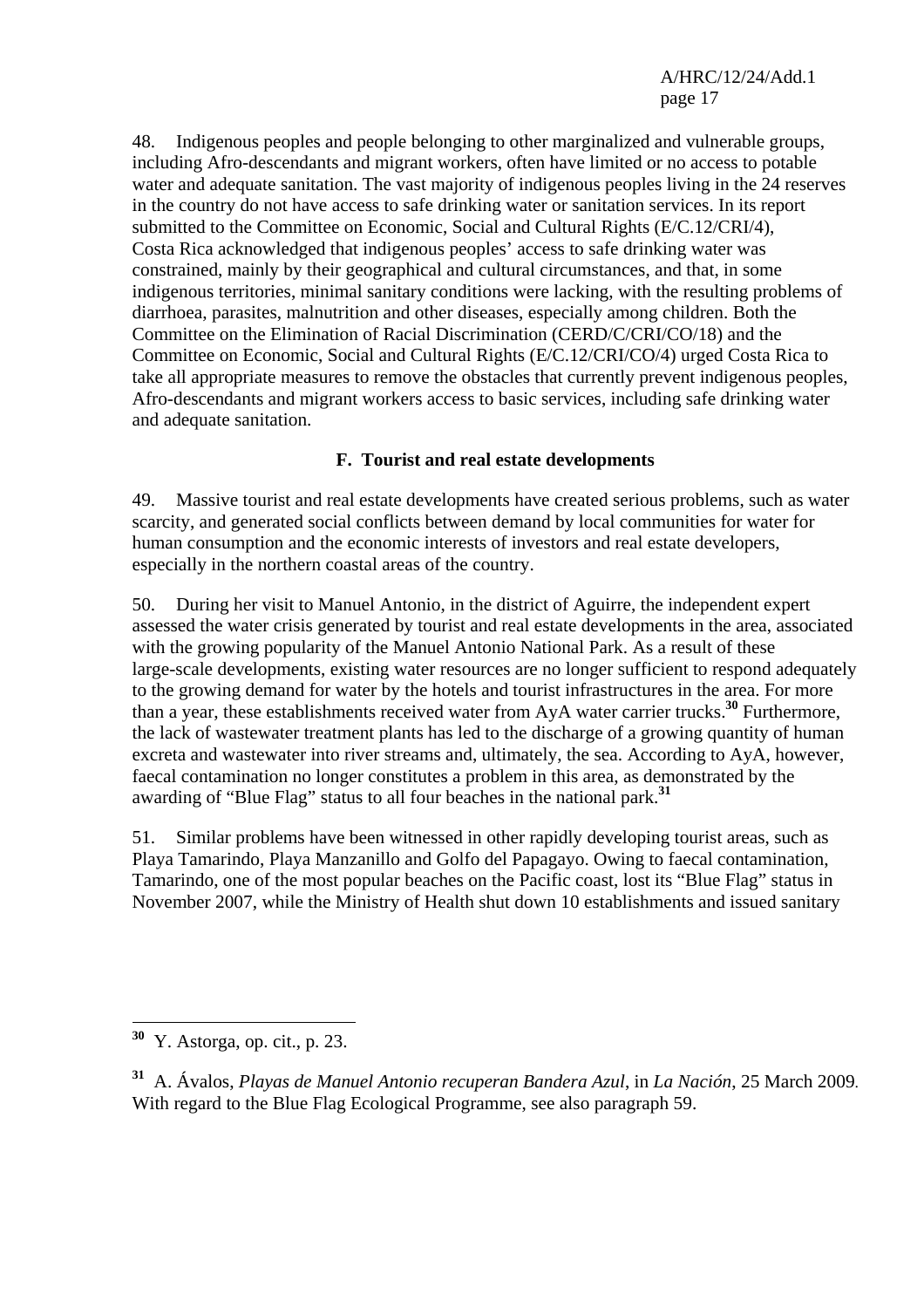48. Indigenous peoples and people belonging to other marginalized and vulnerable groups, including Afro-descendants and migrant workers, often have limited or no access to potable water and adequate sanitation. The vast majority of indigenous peoples living in the 24 reserves in the country do not have access to safe drinking water or sanitation services. In its report submitted to the Committee on Economic, Social and Cultural Rights (E/C.12/CRI/4), Costa Rica acknowledged that indigenous peoples' access to safe drinking water was constrained, mainly by their geographical and cultural circumstances, and that, in some indigenous territories, minimal sanitary conditions were lacking, with the resulting problems of diarrhoea, parasites, malnutrition and other diseases, especially among children. Both the Committee on the Elimination of Racial Discrimination (CERD/C/CRI/CO/18) and the Committee on Economic, Social and Cultural Rights (E/C.12/CRI/CO/4) urged Costa Rica to take all appropriate measures to remove the obstacles that currently prevent indigenous peoples, Afro-descendants and migrant workers access to basic services, including safe drinking water and adequate sanitation.

### F. Tourist and real estate developments

49. Massive tourist and real estate developments have created serious problems, such as water scarcity, and generated social conflicts between demand by local communities for water for human consumption and the economic interests of investors and real estate developers, especially in the northern coastal areas of the country.

50. During her visit to Manuel Antonio, in the district of Aguirre, the independent expert assessed the water crisis generated by tourist and real estate developments in the area, associated with the growing popularity of the Manuel Antonio National Park. As a result of these large-scale developments, existing water resources are no longer sufficient to respond adequately to the growing demand for water by the hotels and tourist infrastructures in the area. For more than a year, these establishments received water from AyA water carrier trucks.[30] Furthermore, the lack of wastewater treatment plants has led to the discharge of a growing quantity of human excreta and wastewater into river streams and, ultimately, the sea. According to AyA, however, faecal contamination no longer constitutes a problem in this area, as demonstrated by the awarding of "Blue Flag" status to all four beaches in the national park.[31]

51. Similar problems have been witnessed in other rapidly developing tourist areas, such as Playa Tamarindo, Playa Manzanillo and Golfo del Papagayo. Owing to faecal contamination, Tamarindo, one of the most popular beaches on the Pacific coast, lost its "Blue Flag" status in November 2007, while the Ministry of Health shut down 10 establishments and issued sanitary

---

[30] Y. Astorga, op. cit., p. 23.

[31] A. Ávalos, *Playas de Manuel Antonio recuperan Bandera Azul*, in *La Nación*, 25 March 2009. With regard to the Blue Flag Ecological Programme, see also paragraph 59.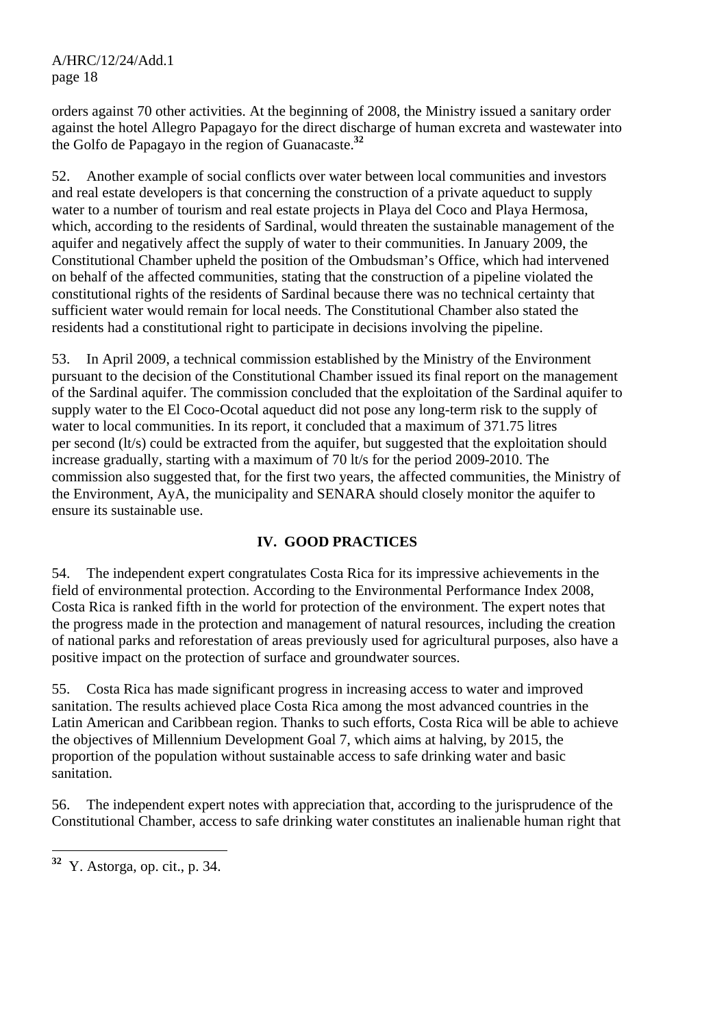orders against 70 other activities. At the beginning of 2008, the Ministry issued a sanitary order against the hotel Allegro Papagayo for the direct discharge of human excreta and wastewater into the Golfo de Papagayo in the region of Guanacaste.[32]

52. Another example of social conflicts over water between local communities and investors and real estate developers is that concerning the construction of a private aqueduct to supply water to a number of tourism and real estate projects in Playa del Coco and Playa Hermosa, which, according to the residents of Sardinal, would threaten the sustainable management of the aquifer and negatively affect the supply of water to their communities. In January 2009, the Constitutional Chamber upheld the position of the Ombudsman's Office, which had intervened on behalf of the affected communities, stating that the construction of a pipeline violated the constitutional rights of the residents of Sardinal because there was no technical certainty that sufficient water would remain for local needs. The Constitutional Chamber also stated the residents had a constitutional right to participate in decisions involving the pipeline.

53. In April 2009, a technical commission established by the Ministry of the Environment pursuant to the decision of the Constitutional Chamber issued its final report on the management of the Sardinal aquifer. The commission concluded that the exploitation of the Sardinal aquifer to supply water to the El Coco-Ocotal aqueduct did not pose any long-term risk to the supply of water to local communities. In its report, it concluded that a maximum of 371.75 litres per second (lt/s) could be extracted from the aquifer, but suggested that the exploitation should increase gradually, starting with a maximum of 70 lt/s for the period 2009-2010. The commission also suggested that, for the first two years, the affected communities, the Ministry of the Environment, AyA, the municipality and SENARA should closely monitor the aquifer to ensure its sustainable use.

## IV. GOOD PRACTICES

54. The independent expert congratulates Costa Rica for its impressive achievements in the field of environmental protection. According to the Environmental Performance Index 2008, Costa Rica is ranked fifth in the world for protection of the environment. The expert notes that the progress made in the protection and management of natural resources, including the creation of national parks and reforestation of areas previously used for agricultural purposes, also have a positive impact on the protection of surface and groundwater sources.

55. Costa Rica has made significant progress in increasing access to water and improved sanitation. The results achieved place Costa Rica among the most advanced countries in the Latin American and Caribbean region. Thanks to such efforts, Costa Rica will be able to achieve the objectives of Millennium Development Goal 7, which aims at halving, by 2015, the proportion of the population without sustainable access to safe drinking water and basic sanitation.

56. The independent expert notes with appreciation that, according to the jurisprudence of the Constitutional Chamber, access to safe drinking water constitutes an inalienable human right that

---

[32] Y. Astorga, op. cit., p. 34.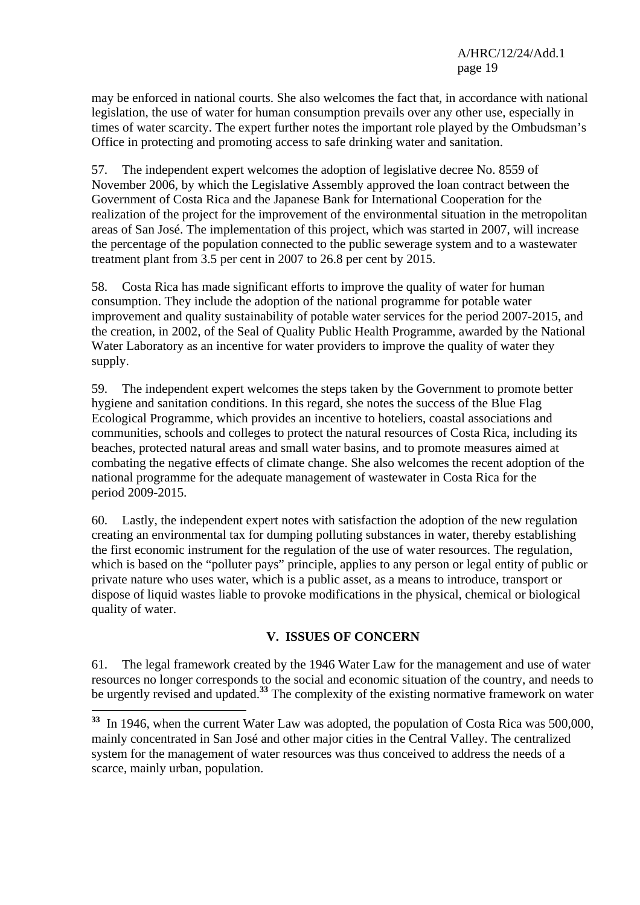may be enforced in national courts. She also welcomes the fact that, in accordance with national legislation, the use of water for human consumption prevails over any other use, especially in times of water scarcity. The expert further notes the important role played by the Ombudsman's Office in protecting and promoting access to safe drinking water and sanitation.

57. The independent expert welcomes the adoption of legislative decree No. 8559 of November 2006, by which the Legislative Assembly approved the loan contract between the Government of Costa Rica and the Japanese Bank for International Cooperation for the realization of the project for the improvement of the environmental situation in the metropolitan areas of San José. The implementation of this project, which was started in 2007, will increase the percentage of the population connected to the public sewerage system and to a wastewater treatment plant from 3.5 per cent in 2007 to 26.8 per cent by 2015.

58. Costa Rica has made significant efforts to improve the quality of water for human consumption. They include the adoption of the national programme for potable water improvement and quality sustainability of potable water services for the period 2007-2015, and the creation, in 2002, of the Seal of Quality Public Health Programme, awarded by the National Water Laboratory as an incentive for water providers to improve the quality of water they supply.

59. The independent expert welcomes the steps taken by the Government to promote better hygiene and sanitation conditions. In this regard, she notes the success of the Blue Flag Ecological Programme, which provides an incentive to hoteliers, coastal associations and communities, schools and colleges to protect the natural resources of Costa Rica, including its beaches, protected natural areas and small water basins, and to promote measures aimed at combating the negative effects of climate change. She also welcomes the recent adoption of the national programme for the adequate management of wastewater in Costa Rica for the period 2009-2015.

60. Lastly, the independent expert notes with satisfaction the adoption of the new regulation creating an environmental tax for dumping polluting substances in water, thereby establishing the first economic instrument for the regulation of the use of water resources. The regulation, which is based on the "polluter pays" principle, applies to any person or legal entity of public or private nature who uses water, which is a public asset, as a means to introduce, transport or dispose of liquid wastes liable to provoke modifications in the physical, chemical or biological quality of water.

## V. ISSUES OF CONCERN

61. The legal framework created by the 1946 Water Law for the management and use of water resources no longer corresponds to the social and economic situation of the country, and needs to be urgently revised and updated.[33] The complexity of the existing normative framework on water

---

[33] In 1946, when the current Water Law was adopted, the population of Costa Rica was 500,000, mainly concentrated in San José and other major cities in the Central Valley. The centralized system for the management of water resources was thus conceived to address the needs of a scarce, mainly urban, population.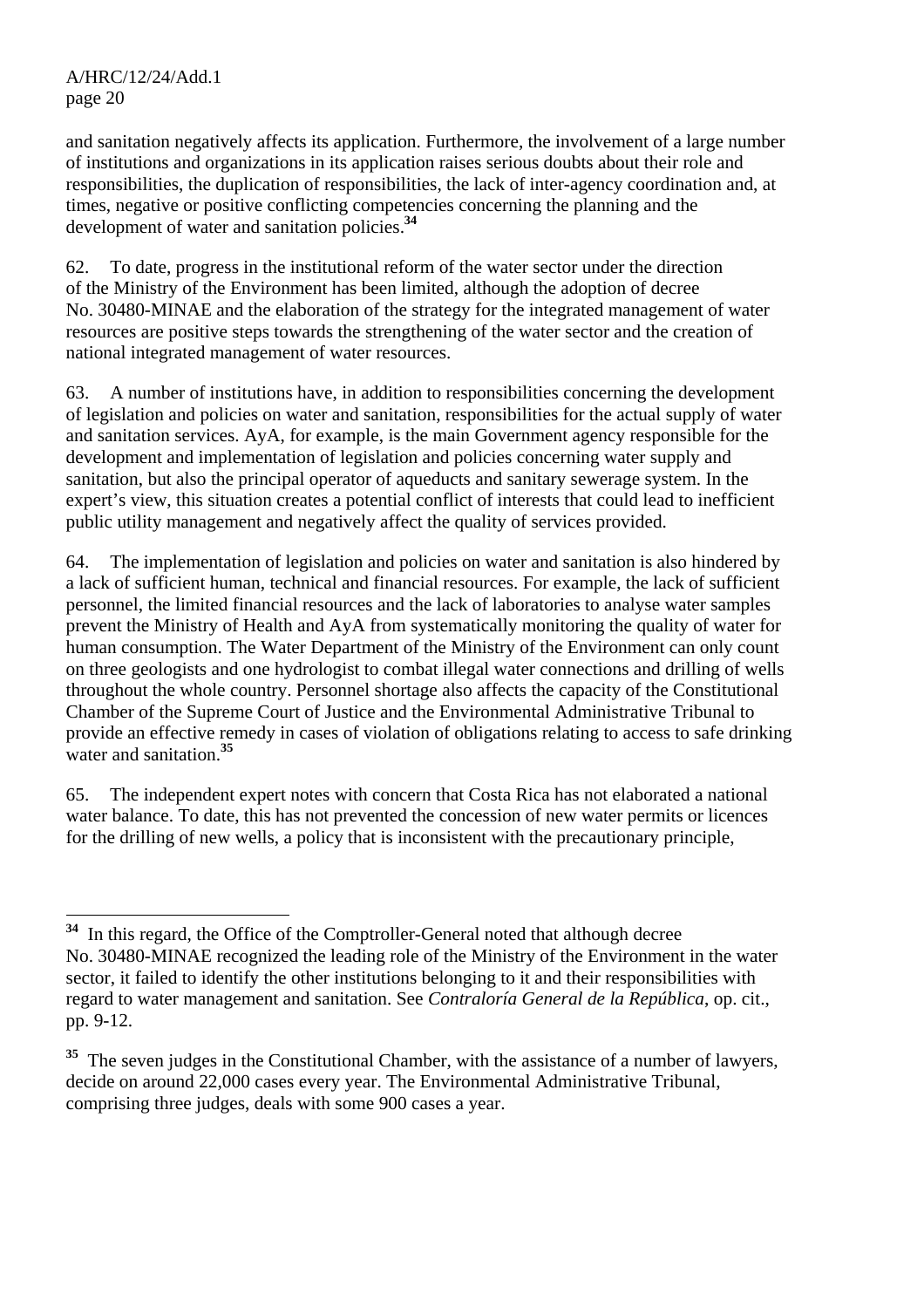and sanitation negatively affects its application. Furthermore, the involvement of a large number of institutions and organizations in its application raises serious doubts about their role and responsibilities, the duplication of responsibilities, the lack of inter-agency coordination and, at times, negative or positive conflicting competencies concerning the planning and the development of water and sanitation policies.[34]

62. To date, progress in the institutional reform of the water sector under the direction of the Ministry of the Environment has been limited, although the adoption of decree No. 30480-MINAE and the elaboration of the strategy for the integrated management of water resources are positive steps towards the strengthening of the water sector and the creation of national integrated management of water resources.

63. A number of institutions have, in addition to responsibilities concerning the development of legislation and policies on water and sanitation, responsibilities for the actual supply of water and sanitation services. AyA, for example, is the main Government agency responsible for the development and implementation of legislation and policies concerning water supply and sanitation, but also the principal operator of aqueducts and sanitary sewerage system. In the expert's view, this situation creates a potential conflict of interests that could lead to inefficient public utility management and negatively affect the quality of services provided.

64. The implementation of legislation and policies on water and sanitation is also hindered by a lack of sufficient human, technical and financial resources. For example, the lack of sufficient personnel, the limited financial resources and the lack of laboratories to analyse water samples prevent the Ministry of Health and AyA from systematically monitoring the quality of water for human consumption. The Water Department of the Ministry of the Environment can only count on three geologists and one hydrologist to combat illegal water connections and drilling of wells throughout the whole country. Personnel shortage also affects the capacity of the Constitutional Chamber of the Supreme Court of Justice and the Environmental Administrative Tribunal to provide an effective remedy in cases of violation of obligations relating to access to safe drinking water and sanitation.[35]

65. The independent expert notes with concern that Costa Rica has not elaborated a national water balance. To date, this has not prevented the concession of new water permits or licences for the drilling of new wells, a policy that is inconsistent with the precautionary principle,

---

[34] In this regard, the Office of the Comptroller-General noted that although decree No. 30480-MINAE recognized the leading role of the Ministry of the Environment in the water sector, it failed to identify the other institutions belonging to it and their responsibilities with regard to water management and sanitation. See *Contraloría General de la República*, op. cit., pp. 9-12.

[35] The seven judges in the Constitutional Chamber, with the assistance of a number of lawyers, decide on around 22,000 cases every year. The Environmental Administrative Tribunal, comprising three judges, deals with some 900 cases a year.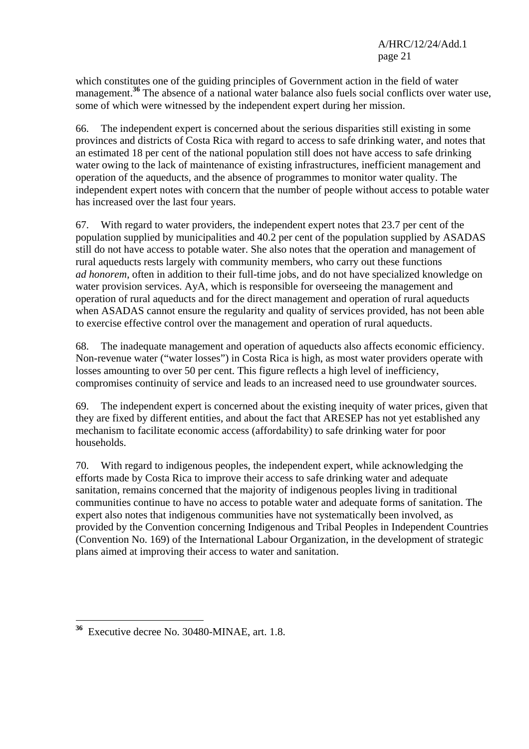which constitutes one of the guiding principles of Government action in the field of water management.[36] The absence of a national water balance also fuels social conflicts over water use, some of which were witnessed by the independent expert during her mission.

66. The independent expert is concerned about the serious disparities still existing in some provinces and districts of Costa Rica with regard to access to safe drinking water, and notes that an estimated 18 per cent of the national population still does not have access to safe drinking water owing to the lack of maintenance of existing infrastructures, inefficient management and operation of the aqueducts, and the absence of programmes to monitor water quality. The independent expert notes with concern that the number of people without access to potable water has increased over the last four years.

67. With regard to water providers, the independent expert notes that 23.7 per cent of the population supplied by municipalities and 40.2 per cent of the population supplied by ASADAS still do not have access to potable water. She also notes that the operation and management of rural aqueducts rests largely with community members, who carry out these functions *ad honorem*, often in addition to their full-time jobs, and do not have specialized knowledge on water provision services. AyA, which is responsible for overseeing the management and operation of rural aqueducts and for the direct management and operation of rural aqueducts when ASADAS cannot ensure the regularity and quality of services provided, has not been able to exercise effective control over the management and operation of rural aqueducts.

68. The inadequate management and operation of aqueducts also affects economic efficiency. Non-revenue water ("water losses") in Costa Rica is high, as most water providers operate with losses amounting to over 50 per cent. This figure reflects a high level of inefficiency, compromises continuity of service and leads to an increased need to use groundwater sources.

69. The independent expert is concerned about the existing inequity of water prices, given that they are fixed by different entities, and about the fact that ARESEP has not yet established any mechanism to facilitate economic access (affordability) to safe drinking water for poor households.

70. With regard to indigenous peoples, the independent expert, while acknowledging the efforts made by Costa Rica to improve their access to safe drinking water and adequate sanitation, remains concerned that the majority of indigenous peoples living in traditional communities continue to have no access to potable water and adequate forms of sanitation. The expert also notes that indigenous communities have not systematically been involved, as provided by the Convention concerning Indigenous and Tribal Peoples in Independent Countries (Convention No. 169) of the International Labour Organization, in the development of strategic plans aimed at improving their access to water and sanitation.

---

[36] Executive decree No. 30480-MINAE, art. 1.8.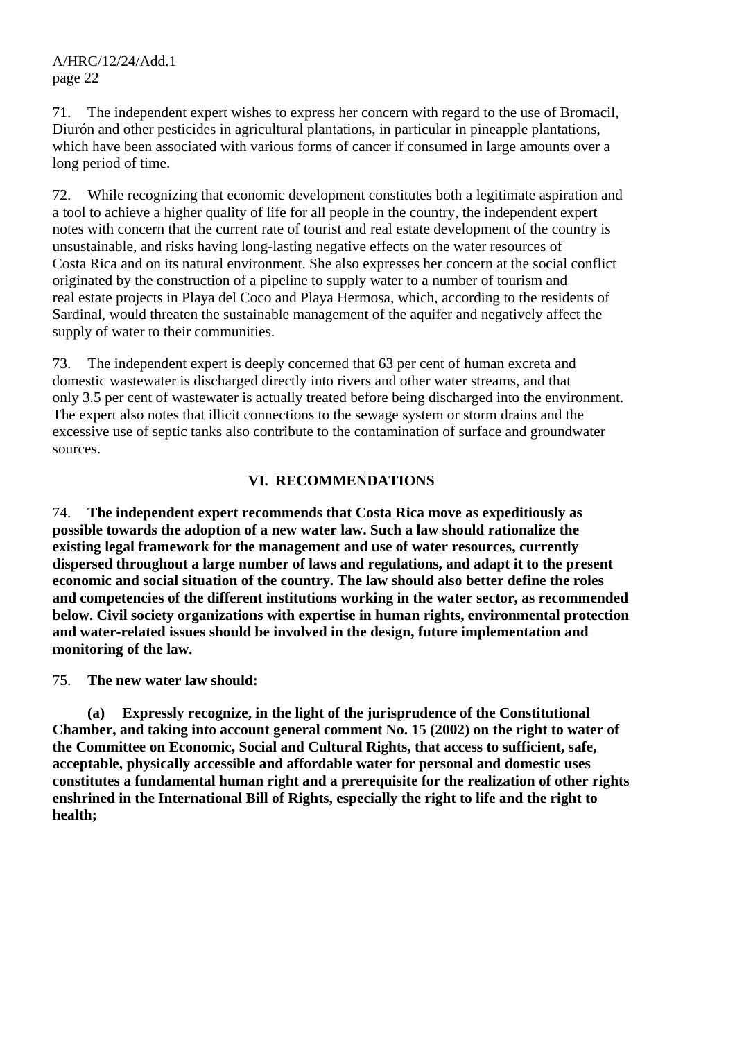71. The independent expert wishes to express her concern with regard to the use of Bromacil, Diurón and other pesticides in agricultural plantations, in particular in pineapple plantations, which have been associated with various forms of cancer if consumed in large amounts over a long period of time.

72. While recognizing that economic development constitutes both a legitimate aspiration and a tool to achieve a higher quality of life for all people in the country, the independent expert notes with concern that the current rate of tourist and real estate development of the country is unsustainable, and risks having long-lasting negative effects on the water resources of Costa Rica and on its natural environment. She also expresses her concern at the social conflict originated by the construction of a pipeline to supply water to a number of tourism and real estate projects in Playa del Coco and Playa Hermosa, which, according to the residents of Sardinal, would threaten the sustainable management of the aquifer and negatively affect the supply of water to their communities.

73. The independent expert is deeply concerned that 63 per cent of human excreta and domestic wastewater is discharged directly into rivers and other water streams, and that only 3.5 per cent of wastewater is actually treated before being discharged into the environment. The expert also notes that illicit connections to the sewage system or storm drains and the excessive use of septic tanks also contribute to the contamination of surface and groundwater sources.

## VI. RECOMMENDATIONS

74. **The independent expert recommends that Costa Rica move as expeditiously as possible towards the adoption of a new water law. Such a law should rationalize the existing legal framework for the management and use of water resources, currently dispersed throughout a large number of laws and regulations, and adapt it to the present economic and social situation of the country. The law should also better define the roles and competencies of the different institutions working in the water sector, as recommended below. Civil society organizations with expertise in human rights, environmental protection and water-related issues should be involved in the design, future implementation and monitoring of the law.**

75. **The new water law should:**

**(a) Expressly recognize, in the light of the jurisprudence of the Constitutional Chamber, and taking into account general comment No. 15 (2002) on the right to water of the Committee on Economic, Social and Cultural Rights, that access to sufficient, safe, acceptable, physically accessible and affordable water for personal and domestic uses constitutes a fundamental human right and a prerequisite for the realization of other rights enshrined in the International Bill of Rights, especially the right to life and the right to health;**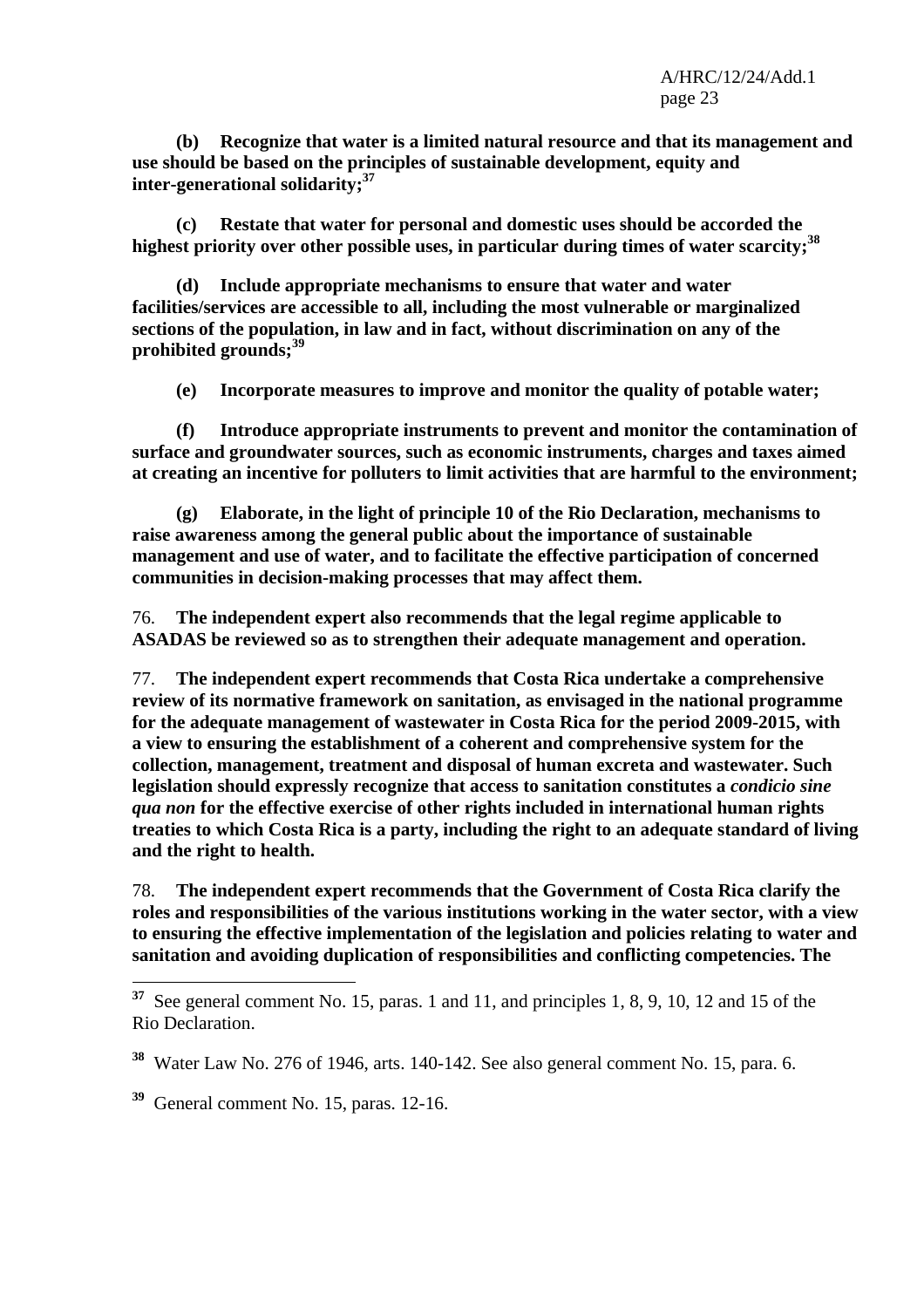**(b) Recognize that water is a limited natural resource and that its management and use should be based on the principles of sustainable development, equity and inter-generational solidarity;**[37]

**(c) Restate that water for personal and domestic uses should be accorded the highest priority over other possible uses, in particular during times of water scarcity;**[38]

**(d) Include appropriate mechanisms to ensure that water and water facilities/services are accessible to all, including the most vulnerable or marginalized sections of the population, in law and in fact, without discrimination on any of the prohibited grounds;**[39]

**(e) Incorporate measures to improve and monitor the quality of potable water;**

**(f) Introduce appropriate instruments to prevent and monitor the contamination of surface and groundwater sources, such as economic instruments, charges and taxes aimed at creating an incentive for polluters to limit activities that are harmful to the environment;**

**(g) Elaborate, in the light of principle 10 of the Rio Declaration, mechanisms to raise awareness among the general public about the importance of sustainable management and use of water, and to facilitate the effective participation of concerned communities in decision-making processes that may affect them.**

76. **The independent expert also recommends that the legal regime applicable to ASADAS be reviewed so as to strengthen their adequate management and operation.**

77. **The independent expert recommends that Costa Rica undertake a comprehensive review of its normative framework on sanitation, as envisaged in the national programme for the adequate management of wastewater in Costa Rica for the period 2009-2015, with a view to ensuring the establishment of a coherent and comprehensive system for the collection, management, treatment and disposal of human excreta and wastewater. Such legislation should expressly recognize that access to sanitation constitutes a *condicio sine qua non* for the effective exercise of other rights included in international human rights treaties to which Costa Rica is a party, including the right to an adequate standard of living and the right to health.**

78. **The independent expert recommends that the Government of Costa Rica clarify the roles and responsibilities of the various institutions working in the water sector, with a view to ensuring the effective implementation of the legislation and policies relating to water and sanitation and avoiding duplication of responsibilities and conflicting competencies. The**

---

[37] See general comment No. 15, paras. 1 and 11, and principles 1, 8, 9, 10, 12 and 15 of the Rio Declaration.

[38] Water Law No. 276 of 1946, arts. 140-142. See also general comment No. 15, para. 6.

[39] General comment No. 15, paras. 12-16.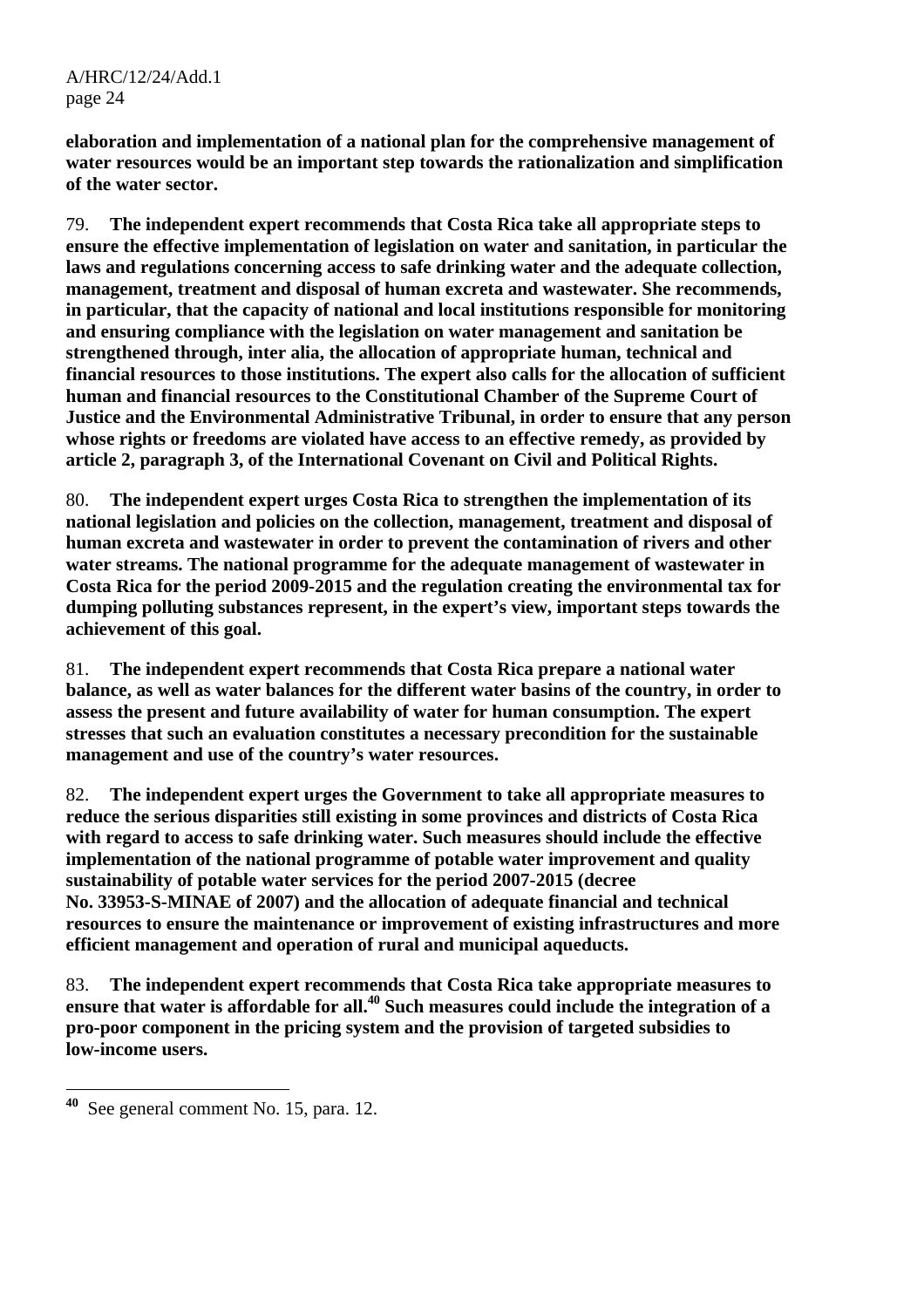**elaboration and implementation of a national plan for the comprehensive management of water resources would be an important step towards the rationalization and simplification of the water sector.**

79. **The independent expert recommends that Costa Rica take all appropriate steps to ensure the effective implementation of legislation on water and sanitation, in particular the laws and regulations concerning access to safe drinking water and the adequate collection, management, treatment and disposal of human excreta and wastewater. She recommends, in particular, that the capacity of national and local institutions responsible for monitoring and ensuring compliance with the legislation on water management and sanitation be strengthened through, inter alia, the allocation of appropriate human, technical and financial resources to those institutions. The expert also calls for the allocation of sufficient human and financial resources to the Constitutional Chamber of the Supreme Court of Justice and the Environmental Administrative Tribunal, in order to ensure that any person whose rights or freedoms are violated have access to an effective remedy, as provided by article 2, paragraph 3, of the International Covenant on Civil and Political Rights.**

80. **The independent expert urges Costa Rica to strengthen the implementation of its national legislation and policies on the collection, management, treatment and disposal of human excreta and wastewater in order to prevent the contamination of rivers and other water streams. The national programme for the adequate management of wastewater in Costa Rica for the period 2009-2015 and the regulation creating the environmental tax for dumping polluting substances represent, in the expert's view, important steps towards the achievement of this goal.**

81. **The independent expert recommends that Costa Rica prepare a national water balance, as well as water balances for the different water basins of the country, in order to assess the present and future availability of water for human consumption. The expert stresses that such an evaluation constitutes a necessary precondition for the sustainable management and use of the country's water resources.**

82. **The independent expert urges the Government to take all appropriate measures to reduce the serious disparities still existing in some provinces and districts of Costa Rica with regard to access to safe drinking water. Such measures should include the effective implementation of the national programme of potable water improvement and quality sustainability of potable water services for the period 2007-2015 (decree No. 33953-S-MINAE of 2007) and the allocation of adequate financial and technical resources to ensure the maintenance or improvement of existing infrastructures and more efficient management and operation of rural and municipal aqueducts.**

83. **The independent expert recommends that Costa Rica take appropriate measures to ensure that water is affordable for all.[40] Such measures could include the integration of a pro-poor component in the pricing system and the provision of targeted subsidies to low-income users.**

---

[40] See general comment No. 15, para. 12.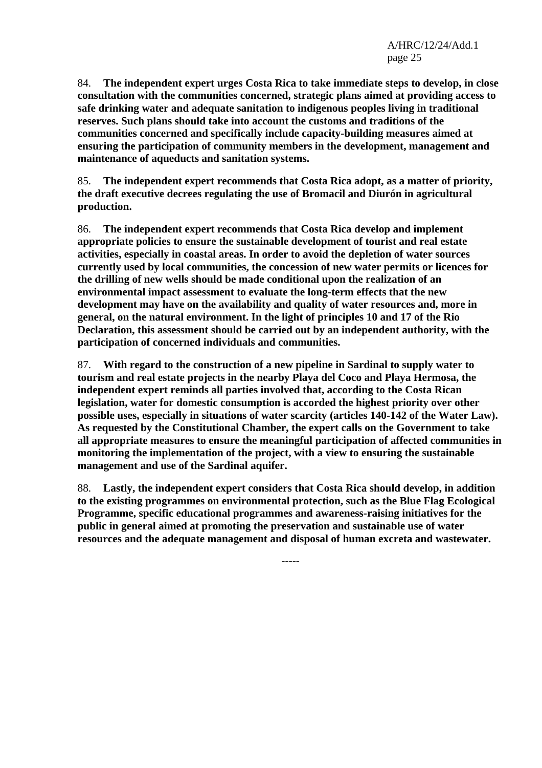84. **The independent expert urges Costa Rica to take immediate steps to develop, in close consultation with the communities concerned, strategic plans aimed at providing access to safe drinking water and adequate sanitation to indigenous peoples living in traditional reserves. Such plans should take into account the customs and traditions of the communities concerned and specifically include capacity-building measures aimed at ensuring the participation of community members in the development, management and maintenance of aqueducts and sanitation systems.**

85. **The independent expert recommends that Costa Rica adopt, as a matter of priority, the draft executive decrees regulating the use of Bromacil and Diurón in agricultural production.**

86. **The independent expert recommends that Costa Rica develop and implement appropriate policies to ensure the sustainable development of tourist and real estate activities, especially in coastal areas. In order to avoid the depletion of water sources currently used by local communities, the concession of new water permits or licences for the drilling of new wells should be made conditional upon the realization of an environmental impact assessment to evaluate the long-term effects that the new development may have on the availability and quality of water resources and, more in general, on the natural environment. In the light of principles 10 and 17 of the Rio Declaration, this assessment should be carried out by an independent authority, with the participation of concerned individuals and communities.**

87. **With regard to the construction of a new pipeline in Sardinal to supply water to tourism and real estate projects in the nearby Playa del Coco and Playa Hermosa, the independent expert reminds all parties involved that, according to the Costa Rican legislation, water for domestic consumption is accorded the highest priority over other possible uses, especially in situations of water scarcity (articles 140-142 of the Water Law). As requested by the Constitutional Chamber, the expert calls on the Government to take all appropriate measures to ensure the meaningful participation of affected communities in monitoring the implementation of the project, with a view to ensuring the sustainable management and use of the Sardinal aquifer.**

88. **Lastly, the independent expert considers that Costa Rica should develop, in addition to the existing programmes on environmental protection, such as the Blue Flag Ecological Programme, specific educational programmes and awareness-raising initiatives for the public in general aimed at promoting the preservation and sustainable use of water resources and the adequate management and disposal of human excreta and wastewater.**

-----